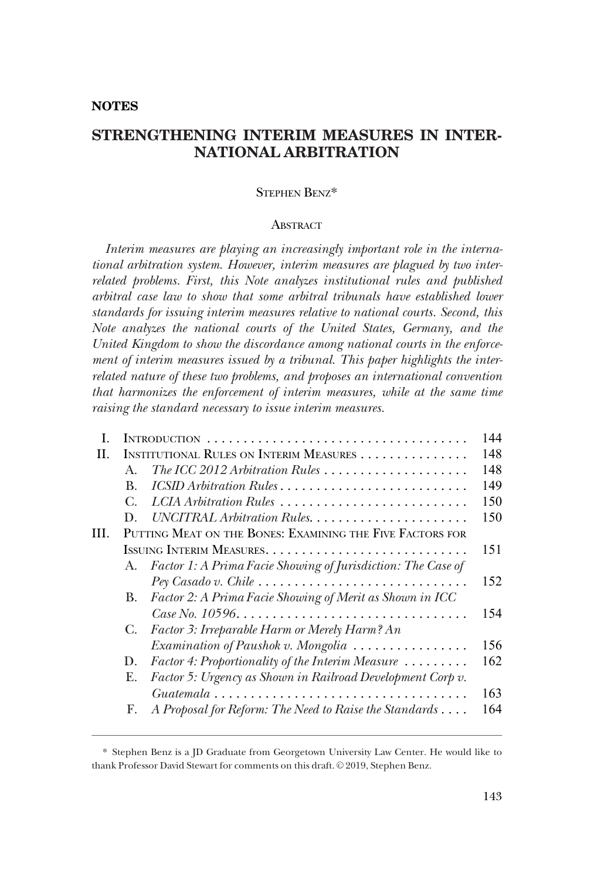**NOTES**

# STRENGTHENING INTERIM MEASURES IN INTERNATIONAL ARBITRATION

STEPHEN BENZ*

## ABSTRACT

*Interim measures are playing an increasingly important role in the international arbitration system. However, interim measures are plagued by two interrelated problems. First, this Note analyzes institutional rules and published arbitral case law to show that some arbitral tribunals have established lower standards for issuing interim measures relative to national courts. Second, this Note analyzes the national courts of the United States, Germany, and the United Kingdom to show the discordance among national courts in the enforcement of interim measures issued by a tribunal. This paper highlights the interrelated nature of these two problems, and proposes an international convention that harmonizes the enforcement of interim measures, while at the same time raising the standard necessary to issue interim measures.*

| | | |
|---|---|---|
| I. | INTRODUCTION | 144 |
| II. | INSTITUTIONAL RULES ON INTERIM MEASURES | 148 |
| | A. *The ICC 2012 Arbitration Rules* | 148 |
| | B. *ICSID Arbitration Rules* | 149 |
| | C. *LCIA Arbitration Rules* | 150 |
| | D. *UNCITRAL Arbitration Rules.* | 150 |
| III. | PUTTING MEAT ON THE BONES: EXAMINING THE FIVE FACTORS FOR ISSUING INTERIM MEASURES. | 151 |
| | A. *Factor 1: A Prima Facie Showing of Jurisdiction: The Case of Pey Casado v. Chile* | 152 |
| | B. *Factor 2: A Prima Facie Showing of Merit as Shown in ICC Case No. 10596.* | 154 |
| | C. *Factor 3: Irreparable Harm or Merely Harm? An Examination of Paushok v. Mongolia* | 156 |
| | D. *Factor 4: Proportionality of the Interim Measure* | 162 |
| | E. *Factor 5: Urgency as Shown in Railroad Development Corp v. Guatemala* | 163 |
| | F. *A Proposal for Reform: The Need to Raise the Standards* | 164 |

---

\* Stephen Benz is a JD Graduate from Georgetown University Law Center. He would like to thank Professor David Stewart for comments on this draft. © 2019, Stephen Benz.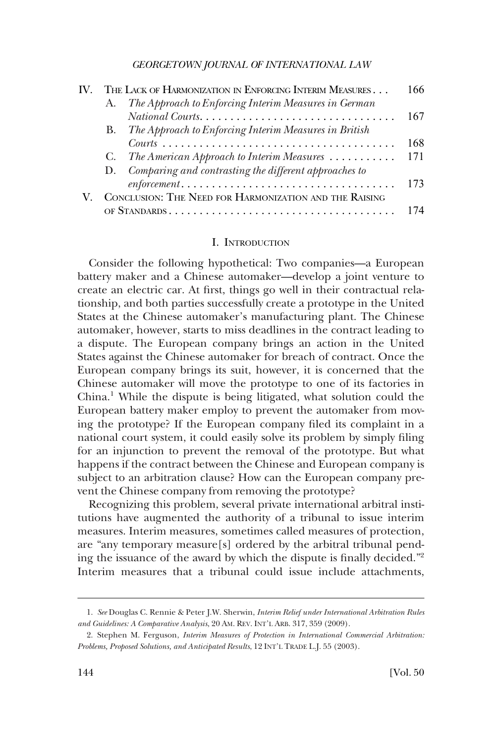| | | | |
|---|---|---|---|
| IV. | The Lack of Harmonization in Enforcing Interim Measures | | 166 |
| | A. | *The Approach to Enforcing Interim Measures in German National Courts* | 167 |
| | B. | *The Approach to Enforcing Interim Measures in British Courts* | 168 |
| | C. | *The American Approach to Interim Measures* | 171 |
| | D. | *Comparing and contrasting the different approaches to enforcement* | 173 |
| V. | Conclusion: The Need for Harmonization and the Raising of Standards | | 174 |

## I. Introduction

Consider the following hypothetical: Two companies—a European battery maker and a Chinese automaker—develop a joint venture to create an electric car. At first, things go well in their contractual relationship, and both parties successfully create a prototype in the United States at the Chinese automaker's manufacturing plant. The Chinese automaker, however, starts to miss deadlines in the contract leading to a dispute. The European company brings an action in the United States against the Chinese automaker for breach of contract. Once the European company brings its suit, however, it is concerned that the Chinese automaker will move the prototype to one of its factories in China.[1] While the dispute is being litigated, what solution could the European battery maker employ to prevent the automaker from moving the prototype? If the European company filed its complaint in a national court system, it could easily solve its problem by simply filing for an injunction to prevent the removal of the prototype. But what happens if the contract between the Chinese and European company is subject to an arbitration clause? How can the European company prevent the Chinese company from removing the prototype?

Recognizing this problem, several private international arbitral institutions have augmented the authority of a tribunal to issue interim measures. Interim measures, sometimes called measures of protection, are "any temporary measure[s] ordered by the arbitral tribunal pending the issuance of the award by which the dispute is finally decided."[2] Interim measures that a tribunal could issue include attachments,

1. *See* Douglas C. Rennie & Peter J.W. Sherwin, *Interim Relief under International Arbitration Rules and Guidelines: A Comparative Analysis*, 20 Am. Rev. Int'l Arb. 317, 359 (2009).

2. Stephen M. Ferguson, *Interim Measures of Protection in International Commercial Arbitration: Problems, Proposed Solutions, and Anticipated Results*, 12 Int'l Trade L.J. 55 (2003).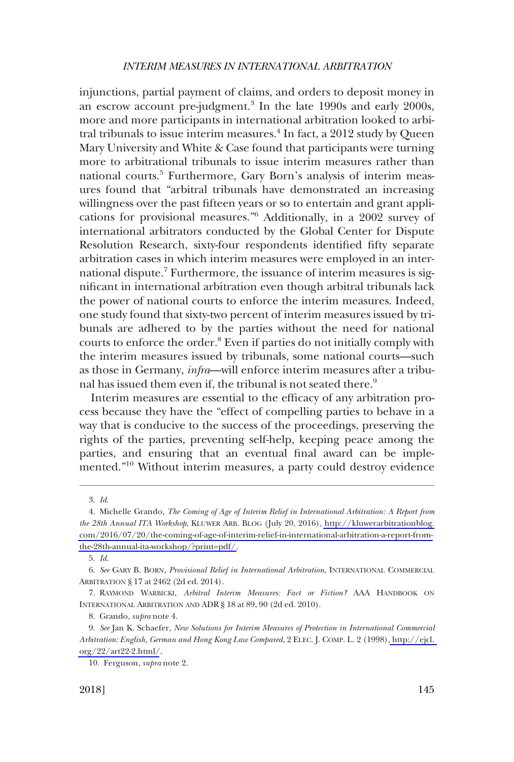injunctions, partial payment of claims, and orders to deposit money in an escrow account pre-judgment.[3] In the late 1990s and early 2000s, more and more participants in international arbitration looked to arbitral tribunals to issue interim measures.[4] In fact, a 2012 study by Queen Mary University and White & Case found that participants were turning more to arbitrational tribunals to issue interim measures rather than national courts.[5] Furthermore, Gary Born's analysis of interim measures found that "arbitral tribunals have demonstrated an increasing willingness over the past fifteen years or so to entertain and grant applications for provisional measures."[6] Additionally, in a 2002 survey of international arbitrators conducted by the Global Center for Dispute Resolution Research, sixty-four respondents identified fifty separate arbitration cases in which interim measures were employed in an international dispute.[7] Furthermore, the issuance of interim measures is significant in international arbitration even though arbitral tribunals lack the power of national courts to enforce the interim measures. Indeed, one study found that sixty-two percent of interim measures issued by tribunals are adhered to by the parties without the need for national courts to enforce the order.[8] Even if parties do not initially comply with the interim measures issued by tribunals, some national courts—such as those in Germany, *infra*—will enforce interim measures after a tribunal has issued them even if, the tribunal is not seated there.[9]

Interim measures are essential to the efficacy of any arbitration process because they have the "effect of compelling parties to behave in a way that is conducive to the success of the proceedings, preserving the rights of the parties, preventing self-help, keeping peace among the parties, and ensuring that an eventual final award can be implemented."[10] Without interim measures, a party could destroy evidence

---

3. *Id.*

4. Michelle Grando, *The Coming of Age of Interim Relief in International Arbitration: A Report from the 28th Annual ITA Workshop*, KLUWER ARB. BLOG (July 20, 2016), http://kluwerarbitrationblog.com/2016/07/20/the-coming-of-age-of-interim-relief-in-international-arbitration-a-report-from-the-28th-annual-ita-workshop/?print=pdf/.

5. *Id.*

6. *See* GARY B. BORN, *Provisional Relief in International Arbitration*, INTERNATIONAL COMMERCIAL ARBITRATION § 17 at 2462 (2d ed. 2014).

7. RAYMOND WARBICKI, *Arbitral Interim Measures: Fact or Fiction?* AAA HANDBOOK ON INTERNATIONAL ARBITRATION AND ADR § 18 at 89, 90 (2d ed. 2010).

8. Grando, *supra* note 4.

9. *See* Jan K. Schaefer, *New Solutions for Interim Measures of Protection in International Commercial Arbitration: English, German and Hong Kong Law Compared*, 2 ELEC. J. COMP. L. 2 (1998), http://ejcl.org/22/art22-2.html/.

10. Ferguson, *supra* note 2.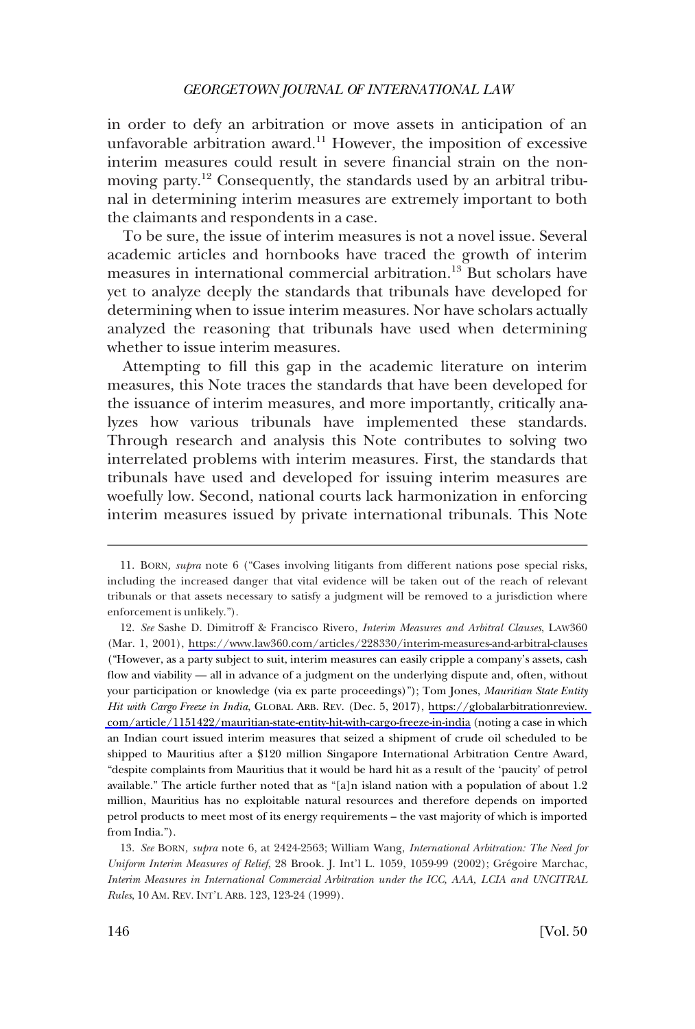in order to defy an arbitration or move assets in anticipation of an unfavorable arbitration award.[11] However, the imposition of excessive interim measures could result in severe financial strain on the non-moving party.[12] Consequently, the standards used by an arbitral tribunal in determining interim measures are extremely important to both the claimants and respondents in a case.

To be sure, the issue of interim measures is not a novel issue. Several academic articles and hornbooks have traced the growth of interim measures in international commercial arbitration.[13] But scholars have yet to analyze deeply the standards that tribunals have developed for determining when to issue interim measures. Nor have scholars actually analyzed the reasoning that tribunals have used when determining whether to issue interim measures.

Attempting to fill this gap in the academic literature on interim measures, this Note traces the standards that have been developed for the issuance of interim measures, and more importantly, critically analyzes how various tribunals have implemented these standards. Through research and analysis this Note contributes to solving two interrelated problems with interim measures. First, the standards that tribunals have used and developed for issuing interim measures are woefully low. Second, national courts lack harmonization in enforcing interim measures issued by private international tribunals. This Note

---

11. BORN, *supra* note 6 ("Cases involving litigants from different nations pose special risks, including the increased danger that vital evidence will be taken out of the reach of relevant tribunals or that assets necessary to satisfy a judgment will be removed to a jurisdiction where enforcement is unlikely.").

12. *See* Sashe D. Dimitroff & Francisco Rivero, *Interim Measures and Arbitral Clauses*, LAW360 (Mar. 1, 2001), https://www.law360.com/articles/228330/interim-measures-and-arbitral-clauses ("However, as a party subject to suit, interim measures can easily cripple a company's assets, cash flow and viability — all in advance of a judgment on the underlying dispute and, often, without your participation or knowledge (via ex parte proceedings)"); Tom Jones, *Mauritian State Entity Hit with Cargo Freeze in India*, GLOBAL ARB. REV. (Dec. 5, 2017), https://globalarbitrationreview.com/article/1151422/mauritian-state-entity-hit-with-cargo-freeze-in-india (noting a case in which an Indian court issued interim measures that seized a shipment of crude oil scheduled to be shipped to Mauritius after a $120 million Singapore International Arbitration Centre Award, "despite complaints from Mauritius that it would be hard hit as a result of the 'paucity' of petrol available." The article further noted that as "[a]n island nation with a population of about 1.2 million, Mauritius has no exploitable natural resources and therefore depends on imported petrol products to meet most of its energy requirements – the vast majority of which is imported from India.").

13. *See* BORN, *supra* note 6, at 2424-2563; William Wang, *International Arbitration: The Need for Uniform Interim Measures of Relief*, 28 Brook. J. Int'l L. 1059, 1059-99 (2002); Grégoire Marchac, *Interim Measures in International Commercial Arbitration under the ICC, AAA, LCIA and UNCITRAL Rules*, 10 AM. REV. INT'L ARB. 123, 123-24 (1999).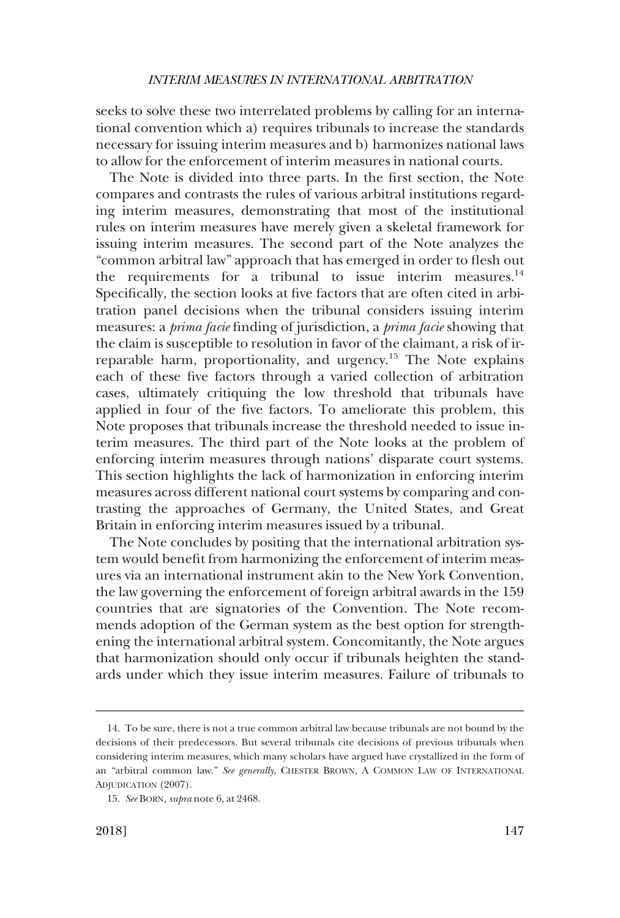seeks to solve these two interrelated problems by calling for an international convention which a) requires tribunals to increase the standards necessary for issuing interim measures and b) harmonizes national laws to allow for the enforcement of interim measures in national courts.

The Note is divided into three parts. In the first section, the Note compares and contrasts the rules of various arbitral institutions regarding interim measures, demonstrating that most of the institutional rules on interim measures have merely given a skeletal framework for issuing interim measures. The second part of the Note analyzes the "common arbitral law" approach that has emerged in order to flesh out the requirements for a tribunal to issue interim measures.[14] Specifically, the section looks at five factors that are often cited in arbitration panel decisions when the tribunal considers issuing interim measures: a *prima facie* finding of jurisdiction, a *prima facie* showing that the claim is susceptible to resolution in favor of the claimant, a risk of irreparable harm, proportionality, and urgency.[15] The Note explains each of these five factors through a varied collection of arbitration cases, ultimately critiquing the low threshold that tribunals have applied in four of the five factors. To ameliorate this problem, this Note proposes that tribunals increase the threshold needed to issue interim measures. The third part of the Note looks at the problem of enforcing interim measures through nations' disparate court systems. This section highlights the lack of harmonization in enforcing interim measures across different national court systems by comparing and contrasting the approaches of Germany, the United States, and Great Britain in enforcing interim measures issued by a tribunal.

The Note concludes by positing that the international arbitration system would benefit from harmonizing the enforcement of interim measures via an international instrument akin to the New York Convention, the law governing the enforcement of foreign arbitral awards in the 159 countries that are signatories of the Convention. The Note recommends adoption of the German system as the best option for strengthening the international arbitral system. Concomitantly, the Note argues that harmonization should only occur if tribunals heighten the standards under which they issue interim measures. Failure of tribunals to

---

14. To be sure, there is not a true common arbitral law because tribunals are not bound by the decisions of their predecessors. But several tribunals cite decisions of previous tribunals when considering interim measures, which many scholars have argued have crystallized in the form of an "arbitral common law." *See generally*, CHESTER BROWN, A COMMON LAW OF INTERNATIONAL ADJUDICATION (2007).

15. *See* BORN, *supra* note 6, at 2468.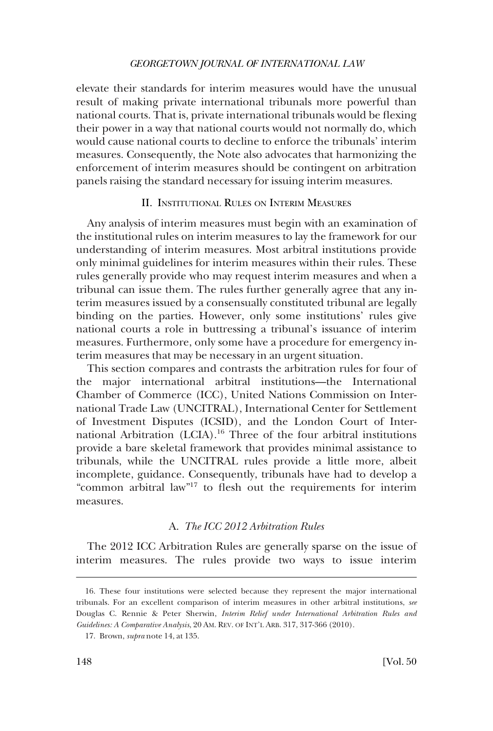elevate their standards for interim measures would have the unusual result of making private international tribunals more powerful than national courts. That is, private international tribunals would be flexing their power in a way that national courts would not normally do, which would cause national courts to decline to enforce the tribunals' interim measures. Consequently, the Note also advocates that harmonizing the enforcement of interim measures should be contingent on arbitration panels raising the standard necessary for issuing interim measures.

## II. Institutional Rules on Interim Measures

Any analysis of interim measures must begin with an examination of the institutional rules on interim measures to lay the framework for our understanding of interim measures. Most arbitral institutions provide only minimal guidelines for interim measures within their rules. These rules generally provide who may request interim measures and when a tribunal can issue them. The rules further generally agree that any interim measures issued by a consensually constituted tribunal are legally binding on the parties. However, only some institutions' rules give national courts a role in buttressing a tribunal's issuance of interim measures. Furthermore, only some have a procedure for emergency interim measures that may be necessary in an urgent situation.

This section compares and contrasts the arbitration rules for four of the major international arbitral institutions—the International Chamber of Commerce (ICC), United Nations Commission on International Trade Law (UNCITRAL), International Center for Settlement of Investment Disputes (ICSID), and the London Court of International Arbitration (LCIA).[16] Three of the four arbitral institutions provide a bare skeletal framework that provides minimal assistance to tribunals, while the UNCITRAL rules provide a little more, albeit incomplete, guidance. Consequently, tribunals have had to develop a "common arbitral law"[17] to flesh out the requirements for interim measures.

### A. *The ICC 2012 Arbitration Rules*

The 2012 ICC Arbitration Rules are generally sparse on the issue of interim measures. The rules provide two ways to issue interim

---

16. These four institutions were selected because they represent the major international tribunals. For an excellent comparison of interim measures in other arbitral institutions, *see* Douglas C. Rennie & Peter Sherwin, *Interim Relief under International Arbitration Rules and Guidelines: A Comparative Analysis*, 20 AM. REV. OF INT'L ARB. 317, 317-366 (2010).

17. Brown, *supra* note 14, at 135.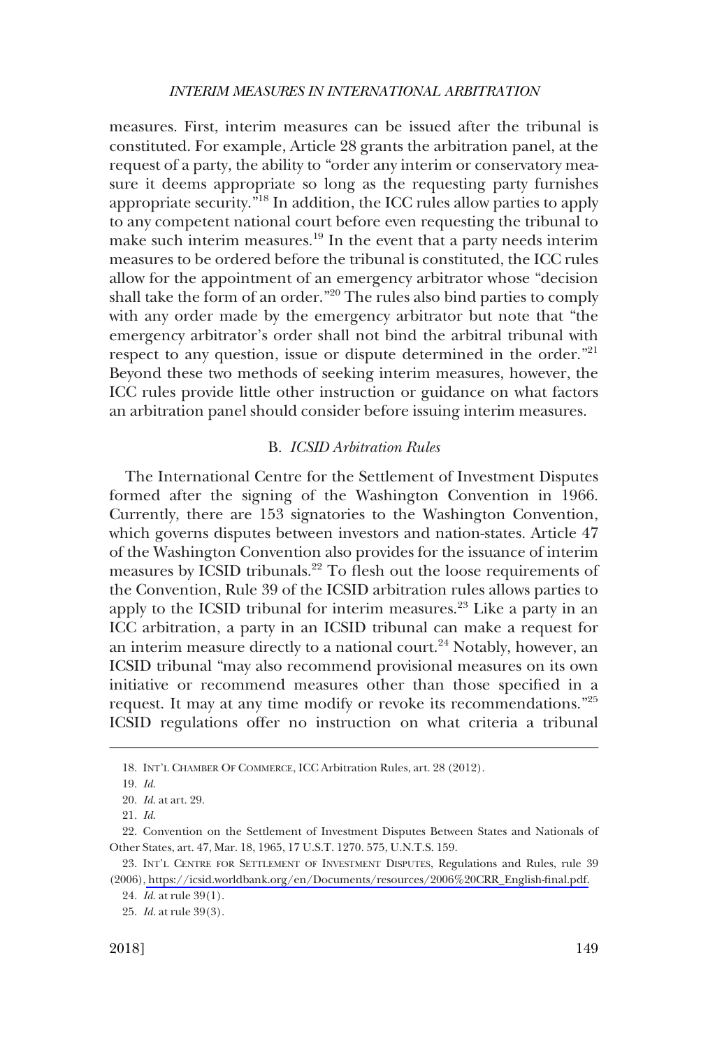measures. First, interim measures can be issued after the tribunal is constituted. For example, Article 28 grants the arbitration panel, at the request of a party, the ability to "order any interim or conservatory measure it deems appropriate so long as the requesting party furnishes appropriate security."[18] In addition, the ICC rules allow parties to apply to any competent national court before even requesting the tribunal to make such interim measures.[19] In the event that a party needs interim measures to be ordered before the tribunal is constituted, the ICC rules allow for the appointment of an emergency arbitrator whose "decision shall take the form of an order."[20] The rules also bind parties to comply with any order made by the emergency arbitrator but note that "the emergency arbitrator's order shall not bind the arbitral tribunal with respect to any question, issue or dispute determined in the order."[21] Beyond these two methods of seeking interim measures, however, the ICC rules provide little other instruction or guidance on what factors an arbitration panel should consider before issuing interim measures.

### B. *ICSID Arbitration Rules*

The International Centre for the Settlement of Investment Disputes formed after the signing of the Washington Convention in 1966. Currently, there are 153 signatories to the Washington Convention, which governs disputes between investors and nation-states. Article 47 of the Washington Convention also provides for the issuance of interim measures by ICSID tribunals.[22] To flesh out the loose requirements of the Convention, Rule 39 of the ICSID arbitration rules allows parties to apply to the ICSID tribunal for interim measures.[23] Like a party in an ICC arbitration, a party in an ICSID tribunal can make a request for an interim measure directly to a national court.[24] Notably, however, an ICSID tribunal "may also recommend provisional measures on its own initiative or recommend measures other than those specified in a request. It may at any time modify or revoke its recommendations."[25] ICSID regulations offer no instruction on what criteria a tribunal

---

18. INT'L CHAMBER OF COMMERCE, ICC Arbitration Rules, art. 28 (2012).

19. *Id.*

20. *Id.* at art. 29.

21. *Id.*

22. Convention on the Settlement of Investment Disputes Between States and Nationals of Other States, art. 47, Mar. 18, 1965, 17 U.S.T. 1270. 575, U.N.T.S. 159.

23. INT'L CENTRE FOR SETTLEMENT OF INVESTMENT DISPUTES, Regulations and Rules, rule 39 (2006), https://icsid.worldbank.org/en/Documents/resources/2006%20CRR_English-final.pdf.

24. *Id.* at rule 39(1).

25. *Id.* at rule 39(3).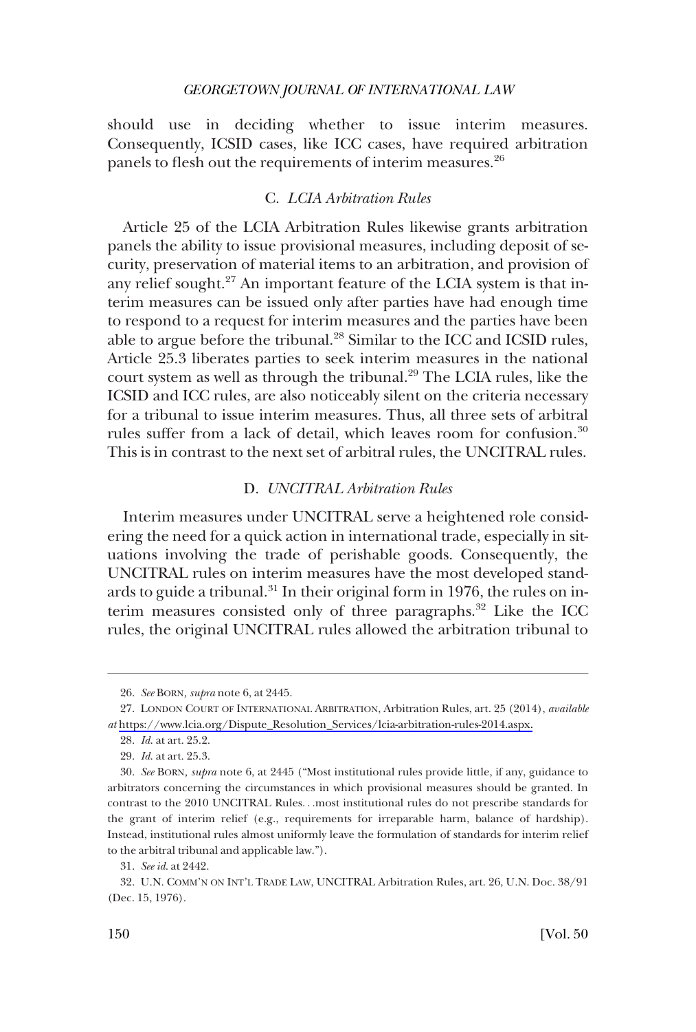should use in deciding whether to issue interim measures. Consequently, ICSID cases, like ICC cases, have required arbitration panels to flesh out the requirements of interim measures.[26]

### C. *LCIA Arbitration Rules*

Article 25 of the LCIA Arbitration Rules likewise grants arbitration panels the ability to issue provisional measures, including deposit of security, preservation of material items to an arbitration, and provision of any relief sought.[27] An important feature of the LCIA system is that interim measures can be issued only after parties have had enough time to respond to a request for interim measures and the parties have been able to argue before the tribunal.[28] Similar to the ICC and ICSID rules, Article 25.3 liberates parties to seek interim measures in the national court system as well as through the tribunal.[29] The LCIA rules, like the ICSID and ICC rules, are also noticeably silent on the criteria necessary for a tribunal to issue interim measures. Thus, all three sets of arbitral rules suffer from a lack of detail, which leaves room for confusion.[30] This is in contrast to the next set of arbitral rules, the UNCITRAL rules.

### D. *UNCITRAL Arbitration Rules*

Interim measures under UNCITRAL serve a heightened role considering the need for a quick action in international trade, especially in situations involving the trade of perishable goods. Consequently, the UNCITRAL rules on interim measures have the most developed standards to guide a tribunal.[31] In their original form in 1976, the rules on interim measures consisted only of three paragraphs.[32] Like the ICC rules, the original UNCITRAL rules allowed the arbitration tribunal to

---

26. *See* BORN, *supra* note 6, at 2445.

27. LONDON COURT OF INTERNATIONAL ARBITRATION, Arbitration Rules, art. 25 (2014), *available at* https://www.lcia.org/Dispute_Resolution_Services/lcia-arbitration-rules-2014.aspx.

28. *Id.* at art. 25.2.

29. *Id.* at art. 25.3.

30. *See* BORN, *supra* note 6, at 2445 ("Most institutional rules provide little, if any, guidance to arbitrators concerning the circumstances in which provisional measures should be granted. In contrast to the 2010 UNCITRAL Rules. . .most institutional rules do not prescribe standards for the grant of interim relief (e.g., requirements for irreparable harm, balance of hardship). Instead, institutional rules almost uniformly leave the formulation of standards for interim relief to the arbitral tribunal and applicable law.").

31. *See id.* at 2442.

32. U.N. COMM'N ON INT'L TRADE LAW, UNCITRAL Arbitration Rules, art. 26, U.N. Doc. 38/91 (Dec. 15, 1976).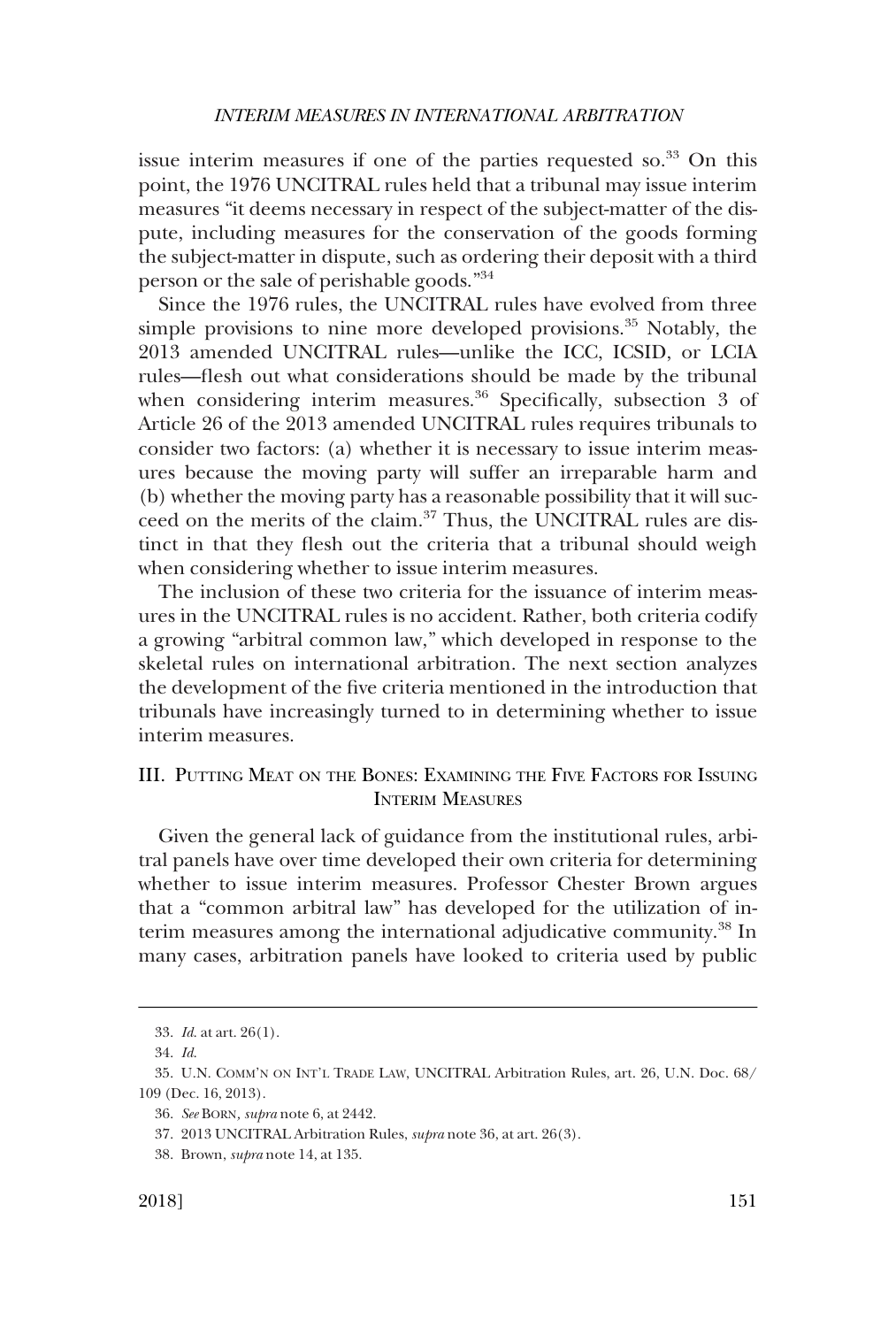issue interim measures if one of the parties requested so.[33] On this point, the 1976 UNCITRAL rules held that a tribunal may issue interim measures "it deems necessary in respect of the subject-matter of the dispute, including measures for the conservation of the goods forming the subject-matter in dispute, such as ordering their deposit with a third person or the sale of perishable goods."[34]

Since the 1976 rules, the UNCITRAL rules have evolved from three simple provisions to nine more developed provisions.[35] Notably, the 2013 amended UNCITRAL rules—unlike the ICC, ICSID, or LCIA rules—flesh out what considerations should be made by the tribunal when considering interim measures.[36] Specifically, subsection 3 of Article 26 of the 2013 amended UNCITRAL rules requires tribunals to consider two factors: (a) whether it is necessary to issue interim measures because the moving party will suffer an irreparable harm and (b) whether the moving party has a reasonable possibility that it will succeed on the merits of the claim.[37] Thus, the UNCITRAL rules are distinct in that they flesh out the criteria that a tribunal should weigh when considering whether to issue interim measures.

The inclusion of these two criteria for the issuance of interim measures in the UNCITRAL rules is no accident. Rather, both criteria codify a growing "arbitral common law," which developed in response to the skeletal rules on international arbitration. The next section analyzes the development of the five criteria mentioned in the introduction that tribunals have increasingly turned to in determining whether to issue interim measures.

## III. Putting Meat on the Bones: Examining the Five Factors for Issuing Interim Measures

Given the general lack of guidance from the institutional rules, arbitral panels have over time developed their own criteria for determining whether to issue interim measures. Professor Chester Brown argues that a "common arbitral law" has developed for the utilization of interim measures among the international adjudicative community.[38] In many cases, arbitration panels have looked to criteria used by public

---

33. *Id.* at art. 26(1).

34. *Id.*

35. U.N. Comm'n on Int'l Trade Law, UNCITRAL Arbitration Rules, art. 26, U.N. Doc. 68/109 (Dec. 16, 2013).

36. *See* Born, *supra* note 6, at 2442.

37. 2013 UNCITRAL Arbitration Rules, *supra* note 36, at art. 26(3).

38. Brown, *supra* note 14, at 135.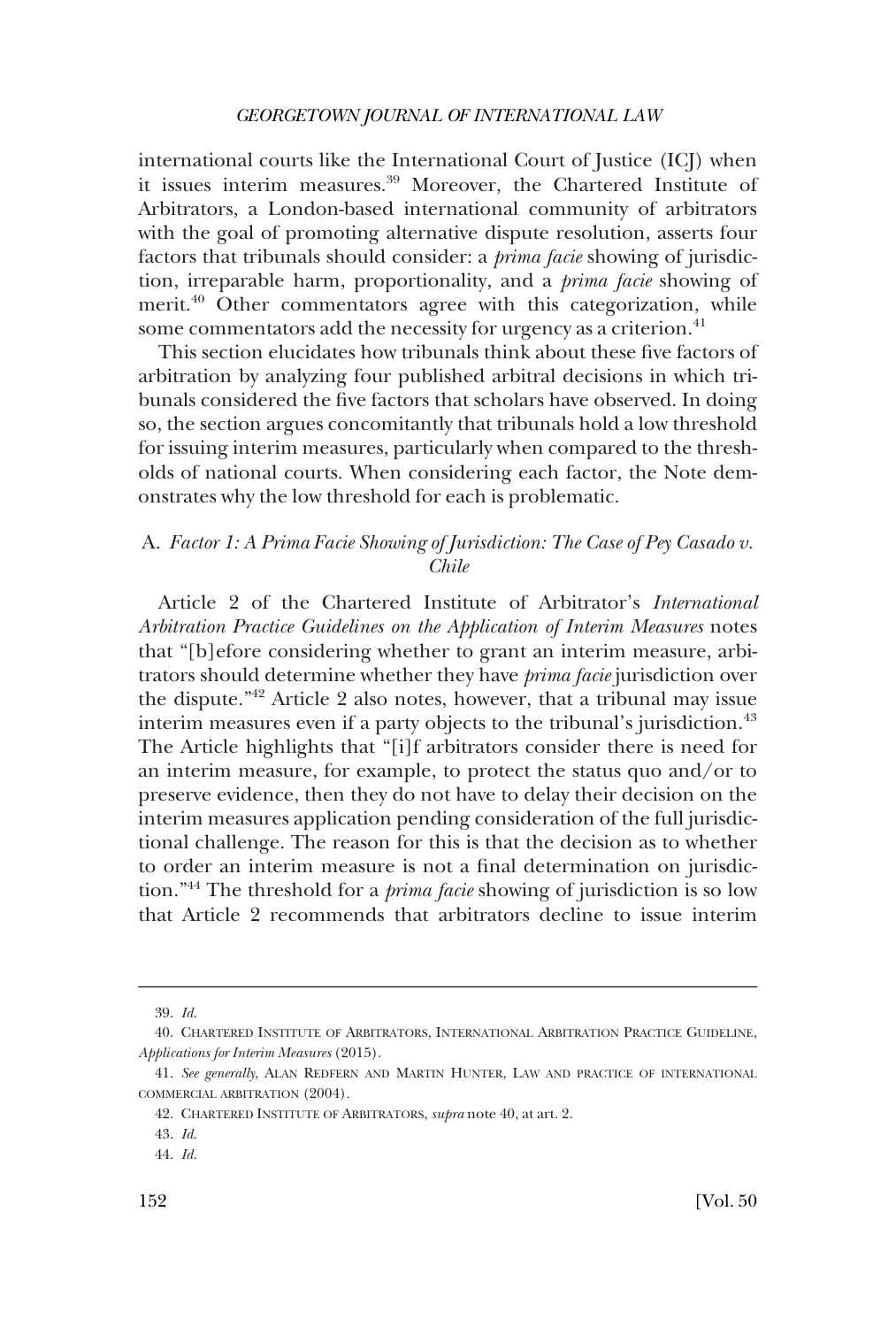international courts like the International Court of Justice (ICJ) when it issues interim measures.[39] Moreover, the Chartered Institute of Arbitrators, a London-based international community of arbitrators with the goal of promoting alternative dispute resolution, asserts four factors that tribunals should consider: a *prima facie* showing of jurisdiction, irreparable harm, proportionality, and a *prima facie* showing of merit.[40] Other commentators agree with this categorization, while some commentators add the necessity for urgency as a criterion.[41]

This section elucidates how tribunals think about these five factors of arbitration by analyzing four published arbitral decisions in which tribunals considered the five factors that scholars have observed. In doing so, the section argues concomitantly that tribunals hold a low threshold for issuing interim measures, particularly when compared to the thresholds of national courts. When considering each factor, the Note demonstrates why the low threshold for each is problematic.

### A. *Factor 1: A Prima Facie Showing of Jurisdiction: The Case of Pey Casado v. Chile*

Article 2 of the Chartered Institute of Arbitrator's *International Arbitration Practice Guidelines on the Application of Interim Measures* notes that "[b]efore considering whether to grant an interim measure, arbitrators should determine whether they have *prima facie* jurisdiction over the dispute."[42] Article 2 also notes, however, that a tribunal may issue interim measures even if a party objects to the tribunal's jurisdiction.[43] The Article highlights that "[i]f arbitrators consider there is need for an interim measure, for example, to protect the status quo and/or to preserve evidence, then they do not have to delay their decision on the interim measures application pending consideration of the full jurisdictional challenge. The reason for this is that the decision as to whether to order an interim measure is not a final determination on jurisdiction."[44] The threshold for a *prima facie* showing of jurisdiction is so low that Article 2 recommends that arbitrators decline to issue interim

---

39. *Id.*

40. CHARTERED INSTITUTE OF ARBITRATORS, INTERNATIONAL ARBITRATION PRACTICE GUIDELINE, *Applications for Interim Measures* (2015).

41. *See generally*, ALAN REDFERN AND MARTIN HUNTER, LAW AND PRACTICE OF INTERNATIONAL COMMERCIAL ARBITRATION (2004).

42. CHARTERED INSTITUTE OF ARBITRATORS, *supra* note 40, at art. 2.

43. *Id.*

44. *Id.*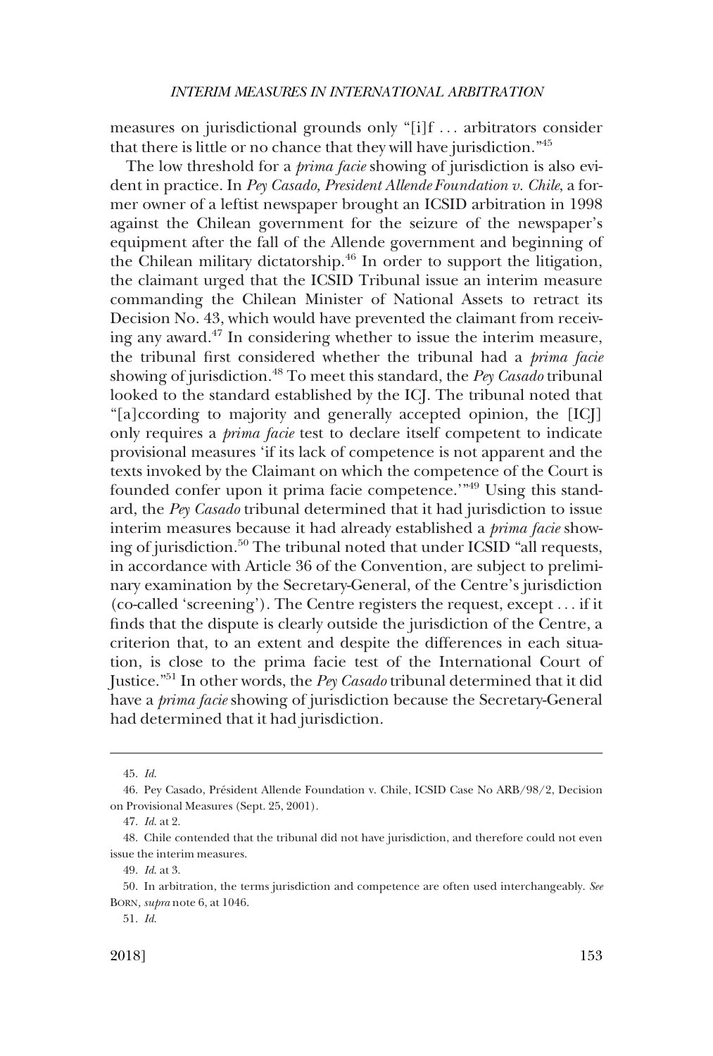measures on jurisdictional grounds only "[i]f . . . arbitrators consider that there is little or no chance that they will have jurisdiction."[45]

The low threshold for a *prima facie* showing of jurisdiction is also evident in practice. In *Pey Casado, President Allende Foundation v. Chile*, a former owner of a leftist newspaper brought an ICSID arbitration in 1998 against the Chilean government for the seizure of the newspaper's equipment after the fall of the Allende government and beginning of the Chilean military dictatorship.[46] In order to support the litigation, the claimant urged that the ICSID Tribunal issue an interim measure commanding the Chilean Minister of National Assets to retract its Decision No. 43, which would have prevented the claimant from receiving any award.[47] In considering whether to issue the interim measure, the tribunal first considered whether the tribunal had a *prima facie* showing of jurisdiction.[48] To meet this standard, the *Pey Casado* tribunal looked to the standard established by the ICJ. The tribunal noted that "[a]ccording to majority and generally accepted opinion, the [ICJ] only requires a *prima facie* test to declare itself competent to indicate provisional measures 'if its lack of competence is not apparent and the texts invoked by the Claimant on which the competence of the Court is founded confer upon it prima facie competence.'"[49] Using this standard, the *Pey Casado* tribunal determined that it had jurisdiction to issue interim measures because it had already established a *prima facie* showing of jurisdiction.[50] The tribunal noted that under ICSID "all requests, in accordance with Article 36 of the Convention, are subject to preliminary examination by the Secretary-General, of the Centre's jurisdiction (co-called 'screening'). The Centre registers the request, except . . . if it finds that the dispute is clearly outside the jurisdiction of the Centre, a criterion that, to an extent and despite the differences in each situation, is close to the prima facie test of the International Court of Justice."[51] In other words, the *Pey Casado* tribunal determined that it did have a *prima facie* showing of jurisdiction because the Secretary-General had determined that it had jurisdiction.

---

45. *Id.*

46. Pey Casado, Président Allende Foundation v. Chile, ICSID Case No ARB/98/2, Decision on Provisional Measures (Sept. 25, 2001).

47. *Id.* at 2.

48. Chile contended that the tribunal did not have jurisdiction, and therefore could not even issue the interim measures.

49. *Id.* at 3.

50. In arbitration, the terms jurisdiction and competence are often used interchangeably. *See* BORN, *supra* note 6, at 1046.

51. *Id.*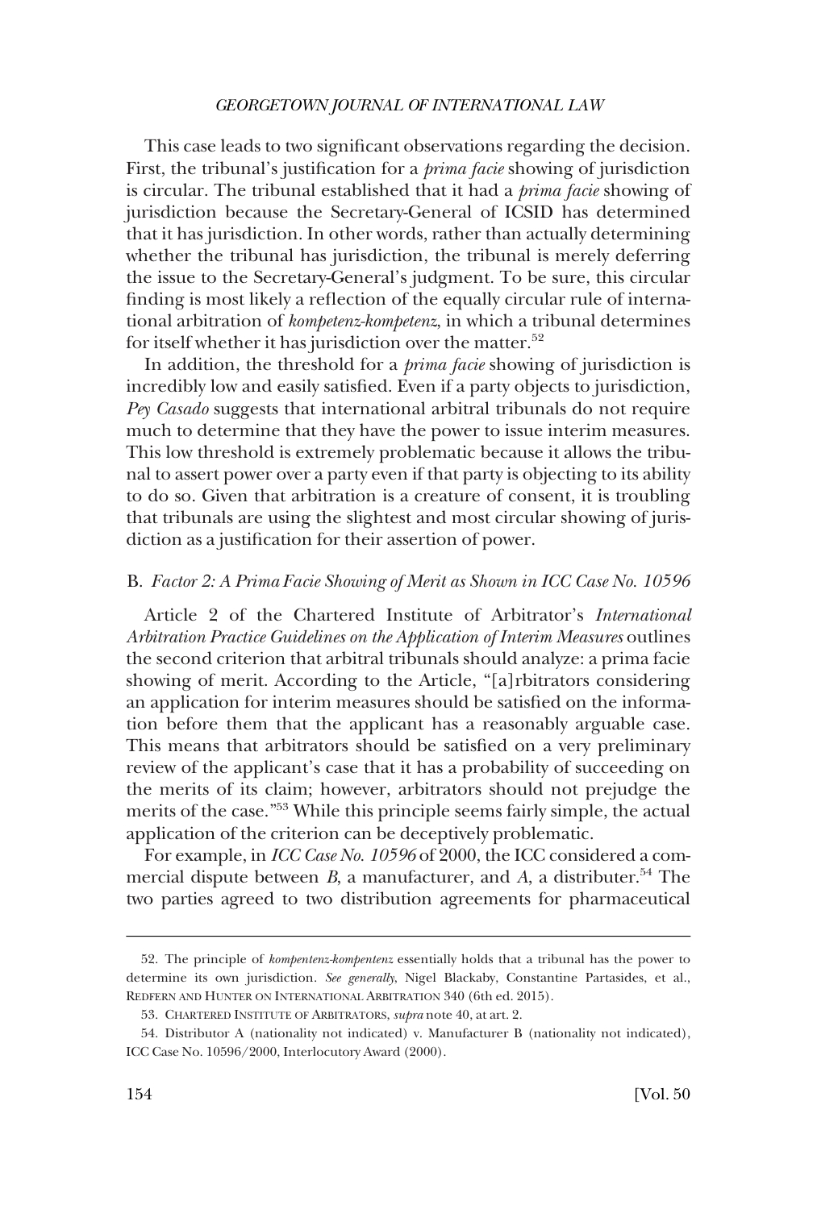This case leads to two significant observations regarding the decision. First, the tribunal's justification for a *prima facie* showing of jurisdiction is circular. The tribunal established that it had a *prima facie* showing of jurisdiction because the Secretary-General of ICSID has determined that it has jurisdiction. In other words, rather than actually determining whether the tribunal has jurisdiction, the tribunal is merely deferring the issue to the Secretary-General's judgment. To be sure, this circular finding is most likely a reflection of the equally circular rule of international arbitration of *kompetenz-kompetenz*, in which a tribunal determines for itself whether it has jurisdiction over the matter.[52]

In addition, the threshold for a *prima facie* showing of jurisdiction is incredibly low and easily satisfied. Even if a party objects to jurisdiction, *Pey Casado* suggests that international arbitral tribunals do not require much to determine that they have the power to issue interim measures. This low threshold is extremely problematic because it allows the tribunal to assert power over a party even if that party is objecting to its ability to do so. Given that arbitration is a creature of consent, it is troubling that tribunals are using the slightest and most circular showing of jurisdiction as a justification for their assertion of power.

### B. *Factor 2: A Prima Facie Showing of Merit as Shown in ICC Case No. 10596*

Article 2 of the Chartered Institute of Arbitrator's *International Arbitration Practice Guidelines on the Application of Interim Measures* outlines the second criterion that arbitral tribunals should analyze: a prima facie showing of merit. According to the Article, "[a]rbitrators considering an application for interim measures should be satisfied on the information before them that the applicant has a reasonably arguable case. This means that arbitrators should be satisfied on a very preliminary review of the applicant's case that it has a probability of succeeding on the merits of its claim; however, arbitrators should not prejudge the merits of the case."[53] While this principle seems fairly simple, the actual application of the criterion can be deceptively problematic.

For example, in *ICC Case No. 10596* of 2000, the ICC considered a commercial dispute between *B*, a manufacturer, and *A*, a distributer.[54] The two parties agreed to two distribution agreements for pharmaceutical

---

52. The principle of *kompentenz-kompentenz* essentially holds that a tribunal has the power to determine its own jurisdiction. *See generally*, Nigel Blackaby, Constantine Partasides, et al., REDFERN AND HUNTER ON INTERNATIONAL ARBITRATION 340 (6th ed. 2015).

53. CHARTERED INSTITUTE OF ARBITRATORS, *supra* note 40, at art. 2.

54. Distributor A (nationality not indicated) v. Manufacturer B (nationality not indicated), ICC Case No. 10596/2000, Interlocutory Award (2000).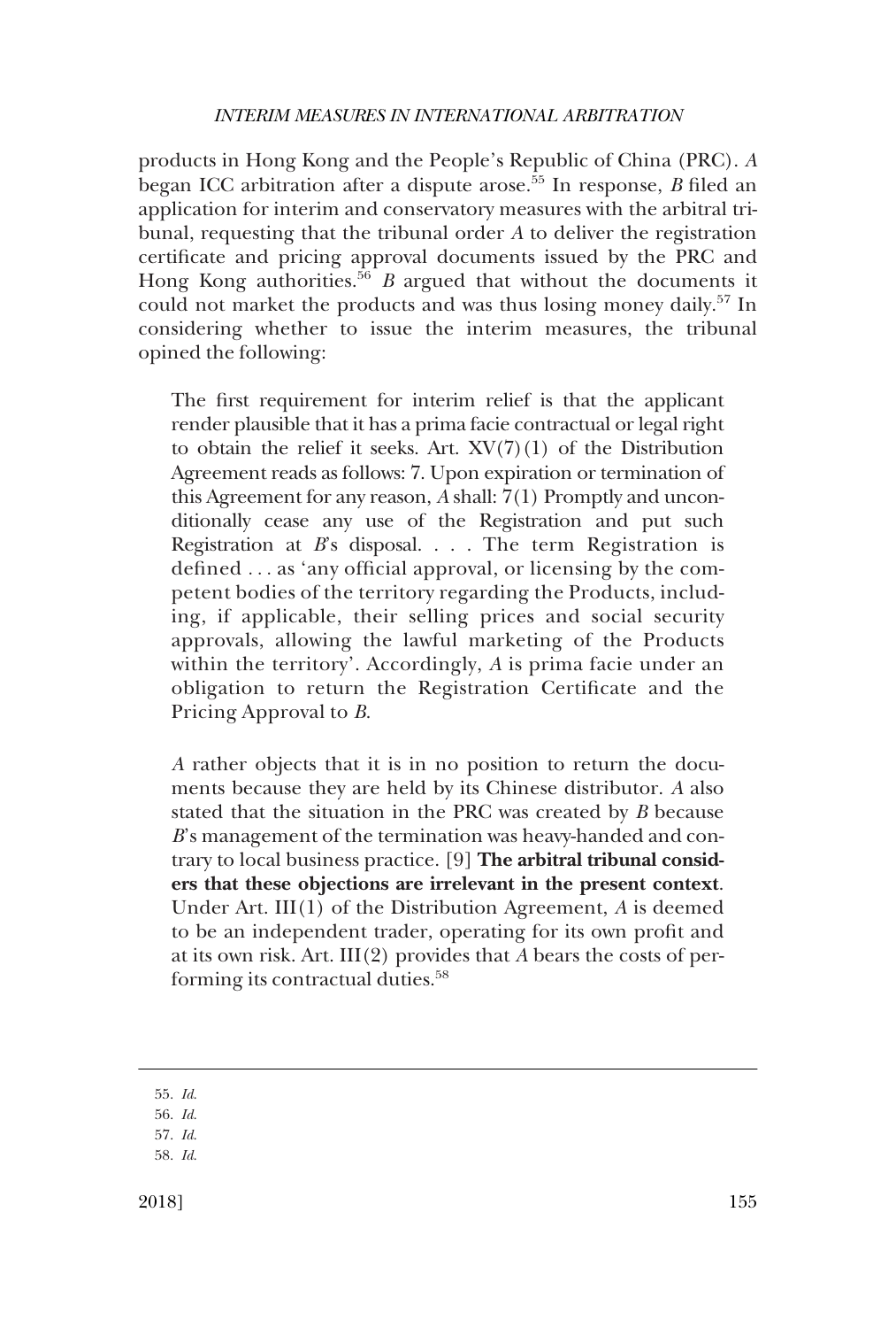products in Hong Kong and the People's Republic of China (PRC). *A* began ICC arbitration after a dispute arose.[55] In response, *B* filed an application for interim and conservatory measures with the arbitral tribunal, requesting that the tribunal order *A* to deliver the registration certificate and pricing approval documents issued by the PRC and Hong Kong authorities.[56] *B* argued that without the documents it could not market the products and was thus losing money daily.[57] In considering whether to issue the interim measures, the tribunal opined the following:

> The first requirement for interim relief is that the applicant render plausible that it has a prima facie contractual or legal right to obtain the relief it seeks. Art. XV(7)(1) of the Distribution Agreement reads as follows: 7. Upon expiration or termination of this Agreement for any reason, *A* shall: 7(1) Promptly and unconditionally cease any use of the Registration and put such Registration at *B*'s disposal. . . . The term Registration is defined . . . as 'any official approval, or licensing by the competent bodies of the territory regarding the Products, including, if applicable, their selling prices and social security approvals, allowing the lawful marketing of the Products within the territory'. Accordingly, *A* is prima facie under an obligation to return the Registration Certificate and the Pricing Approval to *B*.
>
> *A* rather objects that it is in no position to return the documents because they are held by its Chinese distributor. *A* also stated that the situation in the PRC was created by *B* because *B*'s management of the termination was heavy-handed and contrary to local business practice. [9] **The arbitral tribunal considers that these objections are irrelevant in the present context**. Under Art. III(1) of the Distribution Agreement, *A* is deemed to be an independent trader, operating for its own profit and at its own risk. Art. III(2) provides that *A* bears the costs of performing its contractual duties.[58]

---

55. *Id.*
56. *Id.*
57. *Id.*
58. *Id.*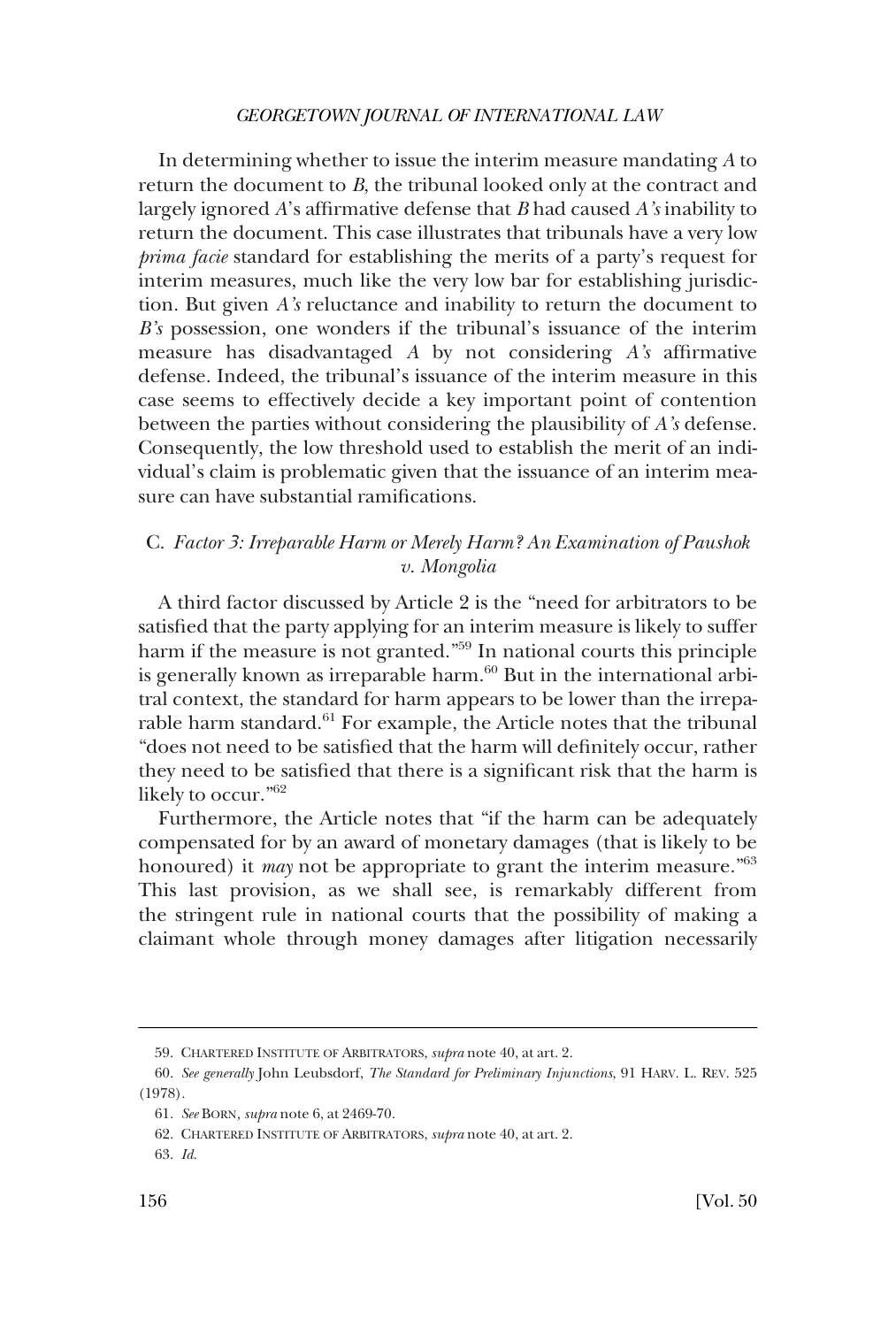In determining whether to issue the interim measure mandating *A* to return the document to *B*, the tribunal looked only at the contract and largely ignored *A*'s affirmative defense that *B* had caused *A's* inability to return the document. This case illustrates that tribunals have a very low *prima facie* standard for establishing the merits of a party's request for interim measures, much like the very low bar for establishing jurisdiction. But given *A's* reluctance and inability to return the document to *B's* possession, one wonders if the tribunal's issuance of the interim measure has disadvantaged *A* by not considering *A's* affirmative defense. Indeed, the tribunal's issuance of the interim measure in this case seems to effectively decide a key important point of contention between the parties without considering the plausibility of *A's* defense. Consequently, the low threshold used to establish the merit of an individual's claim is problematic given that the issuance of an interim measure can have substantial ramifications.

### C. *Factor 3: Irreparable Harm or Merely Harm? An Examination of Paushok v. Mongolia*

A third factor discussed by Article 2 is the "need for arbitrators to be satisfied that the party applying for an interim measure is likely to suffer harm if the measure is not granted."[59] In national courts this principle is generally known as irreparable harm.[60] But in the international arbitral context, the standard for harm appears to be lower than the irreparable harm standard.[61] For example, the Article notes that the tribunal "does not need to be satisfied that the harm will definitely occur, rather they need to be satisfied that there is a significant risk that the harm is likely to occur."[62]

Furthermore, the Article notes that "if the harm can be adequately compensated for by an award of monetary damages (that is likely to be honoured) it *may* not be appropriate to grant the interim measure."[63] This last provision, as we shall see, is remarkably different from the stringent rule in national courts that the possibility of making a claimant whole through money damages after litigation necessarily

---

59. CHARTERED INSTITUTE OF ARBITRATORS, *supra* note 40, at art. 2.

60. *See generally* John Leubsdorf, *The Standard for Preliminary Injunctions*, 91 HARV. L. REV. 525 (1978).

61. *See* BORN, *supra* note 6, at 2469-70.

62. CHARTERED INSTITUTE OF ARBITRATORS, *supra* note 40, at art. 2.

63. *Id.*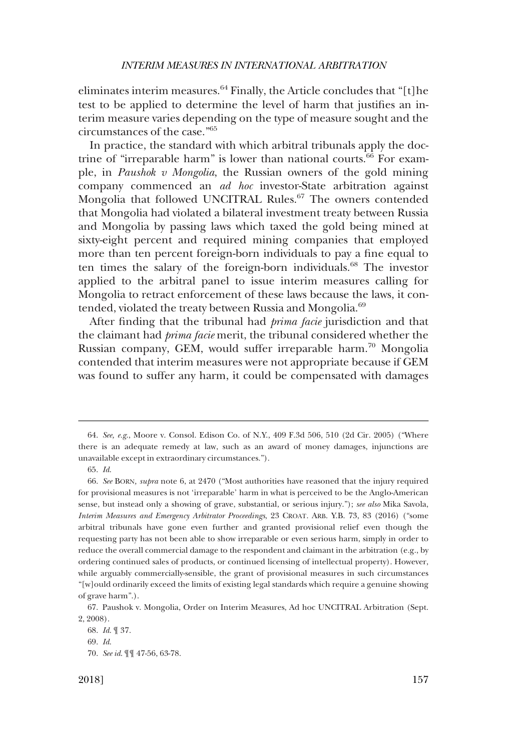eliminates interim measures.[64] Finally, the Article concludes that "[t]he test to be applied to determine the level of harm that justifies an interim measure varies depending on the type of measure sought and the circumstances of the case."[65]

In practice, the standard with which arbitral tribunals apply the doctrine of "irreparable harm" is lower than national courts.[66] For example, in *Paushok v Mongolia*, the Russian owners of the gold mining company commenced an *ad hoc* investor-State arbitration against Mongolia that followed UNCITRAL Rules.[67] The owners contended that Mongolia had violated a bilateral investment treaty between Russia and Mongolia by passing laws which taxed the gold being mined at sixty-eight percent and required mining companies that employed more than ten percent foreign-born individuals to pay a fine equal to ten times the salary of the foreign-born individuals.[68] The investor applied to the arbitral panel to issue interim measures calling for Mongolia to retract enforcement of these laws because the laws, it contended, violated the treaty between Russia and Mongolia.[69]

After finding that the tribunal had *prima facie* jurisdiction and that the claimant had *prima facie* merit, the tribunal considered whether the Russian company, GEM, would suffer irreparable harm.[70] Mongolia contended that interim measures were not appropriate because if GEM was found to suffer any harm, it could be compensated with damages

---

64. *See, e.g.*, Moore v. Consol. Edison Co. of N.Y., 409 F.3d 506, 510 (2d Cir. 2005) ("Where there is an adequate remedy at law, such as an award of money damages, injunctions are unavailable except in extraordinary circumstances.").

65. *Id.*

66. *See* BORN, *supra* note 6, at 2470 ("Most authorities have reasoned that the injury required for provisional measures is not 'irreparable' harm in what is perceived to be the Anglo-American sense, but instead only a showing of grave, substantial, or serious injury."); *see also* Mika Savola, *Interim Measures and Emergency Arbitrator Proceedings*, 23 CROAT. ARB. Y.B. 73, 83 (2016) ("some arbitral tribunals have gone even further and granted provisional relief even though the requesting party has not been able to show irreparable or even serious harm, simply in order to reduce the overall commercial damage to the respondent and claimant in the arbitration (e.g., by ordering continued sales of products, or continued licensing of intellectual property). However, while arguably commercially-sensible, the grant of provisional measures in such circumstances "[w]ould ordinarily exceed the limits of existing legal standards which require a genuine showing of grave harm".).

67. Paushok v. Mongolia, Order on Interim Measures, Ad hoc UNCITRAL Arbitration (Sept. 2, 2008).

68. *Id.* ¶ 37.

69. *Id.*

70. *See id.* ¶¶ 47-56, 63-78.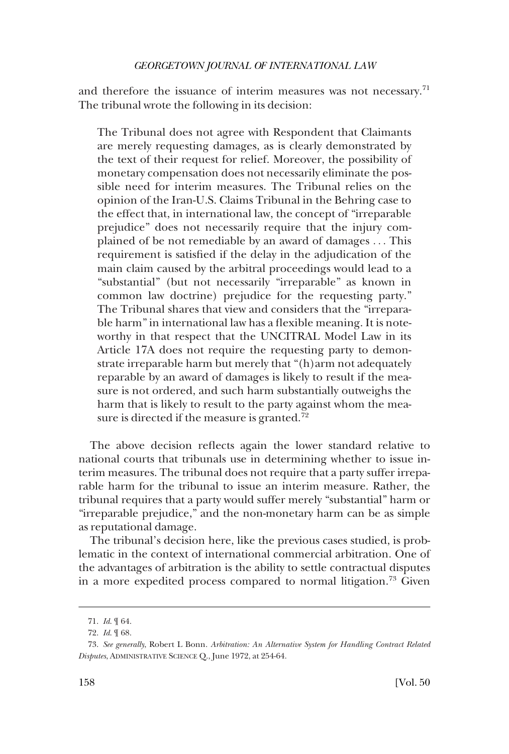and therefore the issuance of interim measures was not necessary.[71] The tribunal wrote the following in its decision:

> The Tribunal does not agree with Respondent that Claimants are merely requesting damages, as is clearly demonstrated by the text of their request for relief. Moreover, the possibility of monetary compensation does not necessarily eliminate the possible need for interim measures. The Tribunal relies on the opinion of the Iran-U.S. Claims Tribunal in the Behring case to the effect that, in international law, the concept of "irreparable prejudice" does not necessarily require that the injury complained of be not remediable by an award of damages . . . This requirement is satisfied if the delay in the adjudication of the main claim caused by the arbitral proceedings would lead to a "substantial" (but not necessarily "irreparable" as known in common law doctrine) prejudice for the requesting party." The Tribunal shares that view and considers that the "irreparable harm" in international law has a flexible meaning. It is noteworthy in that respect that the UNCITRAL Model Law in its Article 17A does not require the requesting party to demonstrate irreparable harm but merely that "(h)arm not adequately reparable by an award of damages is likely to result if the measure is not ordered, and such harm substantially outweighs the harm that is likely to result to the party against whom the measure is directed if the measure is granted.[72]

The above decision reflects again the lower standard relative to national courts that tribunals use in determining whether to issue interim measures. The tribunal does not require that a party suffer irreparable harm for the tribunal to issue an interim measure. Rather, the tribunal requires that a party would suffer merely "substantial" harm or "irreparable prejudice," and the non-monetary harm can be as simple as reputational damage.

The tribunal's decision here, like the previous cases studied, is problematic in the context of international commercial arbitration. One of the advantages of arbitration is the ability to settle contractual disputes in a more expedited process compared to normal litigation.[73] Given

---

71. *Id.* ¶ 64.

72. *Id.* ¶ 68.

73. *See generally*, Robert L Bonn. *Arbitration: An Alternative System for Handling Contract Related Disputes*, ADMINISTRATIVE SCIENCE Q., June 1972, at 254-64.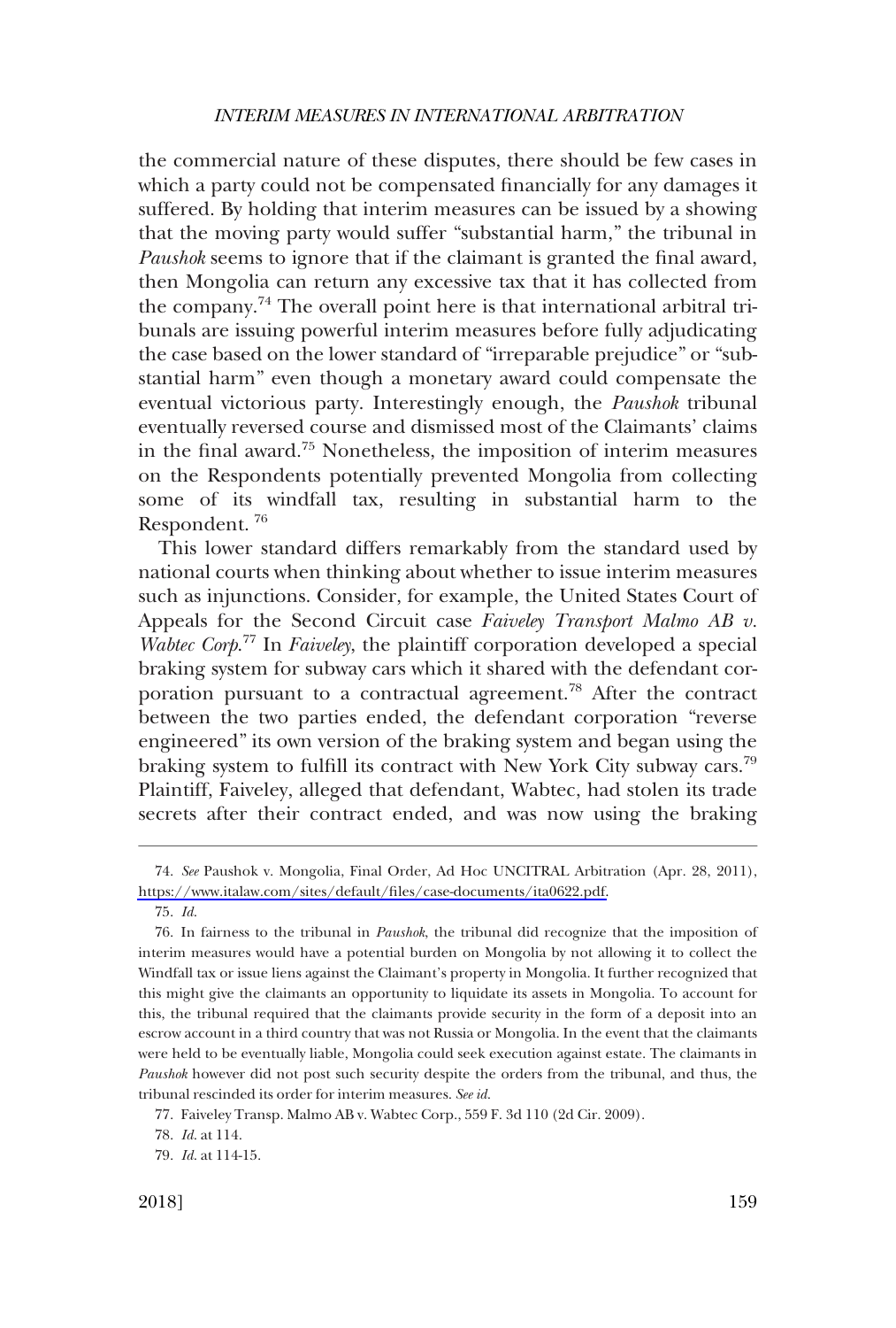the commercial nature of these disputes, there should be few cases in which a party could not be compensated financially for any damages it suffered. By holding that interim measures can be issued by a showing that the moving party would suffer "substantial harm," the tribunal in *Paushok* seems to ignore that if the claimant is granted the final award, then Mongolia can return any excessive tax that it has collected from the company.[74] The overall point here is that international arbitral tribunals are issuing powerful interim measures before fully adjudicating the case based on the lower standard of "irreparable prejudice" or "substantial harm" even though a monetary award could compensate the eventual victorious party. Interestingly enough, the *Paushok* tribunal eventually reversed course and dismissed most of the Claimants' claims in the final award.[75] Nonetheless, the imposition of interim measures on the Respondents potentially prevented Mongolia from collecting some of its windfall tax, resulting in substantial harm to the Respondent.[76]

This lower standard differs remarkably from the standard used by national courts when thinking about whether to issue interim measures such as injunctions. Consider, for example, the United States Court of Appeals for the Second Circuit case *Faiveley Transport Malmo AB v. Wabtec Corp*.[77] In *Faiveley*, the plaintiff corporation developed a special braking system for subway cars which it shared with the defendant corporation pursuant to a contractual agreement.[78] After the contract between the two parties ended, the defendant corporation "reverse engineered" its own version of the braking system and began using the braking system to fulfill its contract with New York City subway cars.[79] Plaintiff, Faiveley, alleged that defendant, Wabtec, had stolen its trade secrets after their contract ended, and was now using the braking

---

74. *See* Paushok v. Mongolia, Final Order, Ad Hoc UNCITRAL Arbitration (Apr. 28, 2011), https://www.italaw.com/sites/default/files/case-documents/ita0622.pdf.

75. *Id.*

76. In fairness to the tribunal in *Paushok*, the tribunal did recognize that the imposition of interim measures would have a potential burden on Mongolia by not allowing it to collect the Windfall tax or issue liens against the Claimant's property in Mongolia. It further recognized that this might give the claimants an opportunity to liquidate its assets in Mongolia. To account for this, the tribunal required that the claimants provide security in the form of a deposit into an escrow account in a third country that was not Russia or Mongolia. In the event that the claimants were held to be eventually liable, Mongolia could seek execution against estate. The claimants in *Paushok* however did not post such security despite the orders from the tribunal, and thus, the tribunal rescinded its order for interim measures. *See id.*

77. Faiveley Transp. Malmo AB v. Wabtec Corp., 559 F. 3d 110 (2d Cir. 2009).

78. *Id.* at 114.

79. *Id.* at 114-15.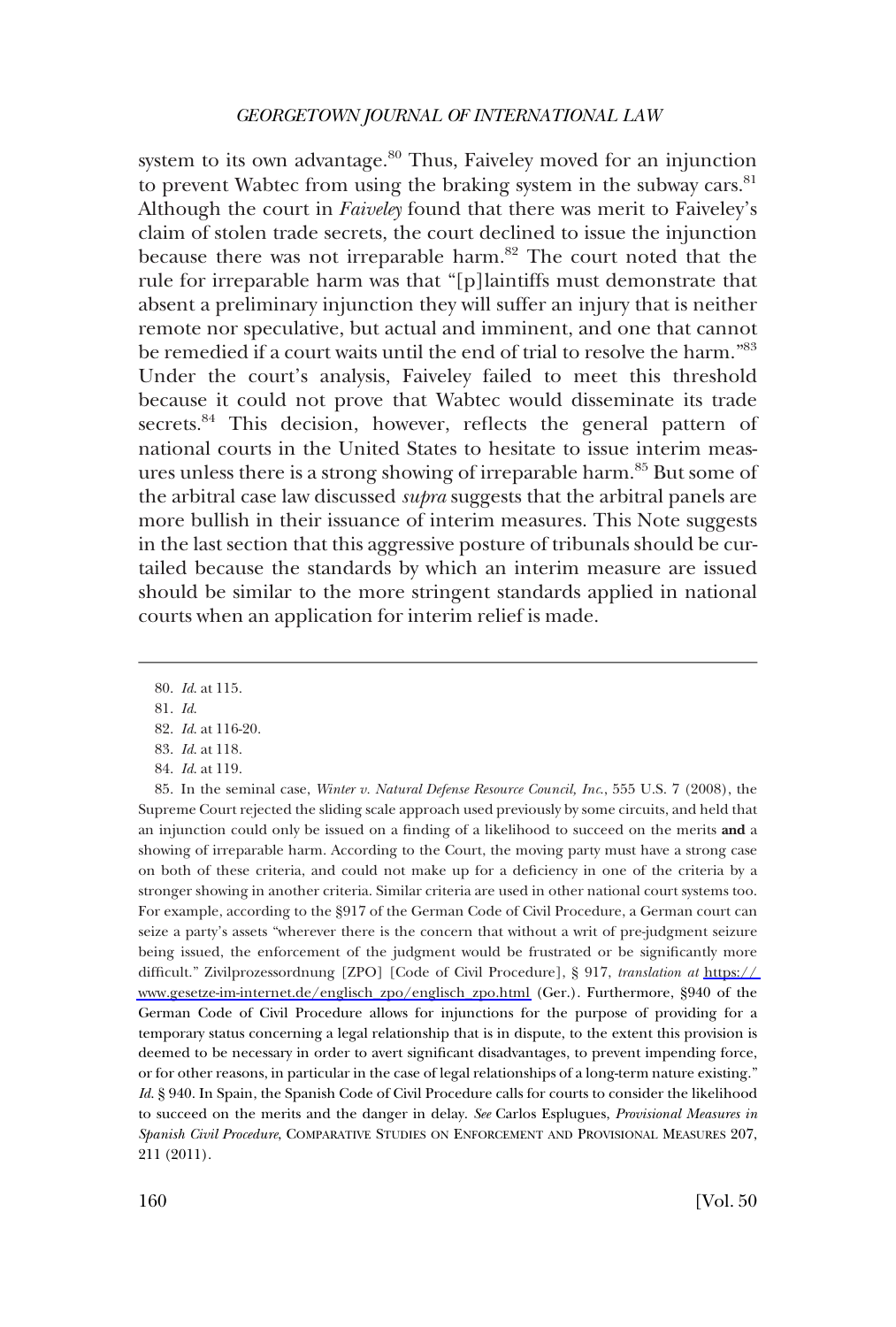system to its own advantage.[80] Thus, Faiveley moved for an injunction to prevent Wabtec from using the braking system in the subway cars.[81] Although the court in *Faiveley* found that there was merit to Faiveley's claim of stolen trade secrets, the court declined to issue the injunction because there was not irreparable harm.[82] The court noted that the rule for irreparable harm was that "[p]laintiffs must demonstrate that absent a preliminary injunction they will suffer an injury that is neither remote nor speculative, but actual and imminent, and one that cannot be remedied if a court waits until the end of trial to resolve the harm."[83] Under the court's analysis, Faiveley failed to meet this threshold because it could not prove that Wabtec would disseminate its trade secrets.[84] This decision, however, reflects the general pattern of national courts in the United States to hesitate to issue interim measures unless there is a strong showing of irreparable harm.[85] But some of the arbitral case law discussed *supra* suggests that the arbitral panels are more bullish in their issuance of interim measures. This Note suggests in the last section that this aggressive posture of tribunals should be curtailed because the standards by which an interim measure are issued should be similar to the more stringent standards applied in national courts when an application for interim relief is made.

---

80. *Id.* at 115.

81. *Id.*

82. *Id.* at 116-20.

83. *Id.* at 118.

84. *Id.* at 119.

85. In the seminal case, *Winter v. Natural Defense Resource Council, Inc.*, 555 U.S. 7 (2008), the Supreme Court rejected the sliding scale approach used previously by some circuits, and held that an injunction could only be issued on a finding of a likelihood to succeed on the merits **and** a showing of irreparable harm. According to the Court, the moving party must have a strong case on both of these criteria, and could not make up for a deficiency in one of the criteria by a stronger showing in another criteria. Similar criteria are used in other national court systems too. For example, according to the §917 of the German Code of Civil Procedure, a German court can seize a party's assets "wherever there is the concern that without a writ of pre-judgment seizure being issued, the enforcement of the judgment would be frustrated or be significantly more difficult." Zivilprozessordnung [ZPO] [Code of Civil Procedure], § 917, *translation at* https://www.gesetze-im-internet.de/englisch_zpo/englisch_zpo.html (Ger.). Furthermore, §940 of the German Code of Civil Procedure allows for injunctions for the purpose of providing for a temporary status concerning a legal relationship that is in dispute, to the extent this provision is deemed to be necessary in order to avert significant disadvantages, to prevent impending force, or for other reasons, in particular in the case of legal relationships of a long-term nature existing." *Id.* § 940. In Spain, the Spanish Code of Civil Procedure calls for courts to consider the likelihood to succeed on the merits and the danger in delay. *See* Carlos Esplugues, *Provisional Measures in Spanish Civil Procedure*, COMPARATIVE STUDIES ON ENFORCEMENT AND PROVISIONAL MEASURES 207, 211 (2011).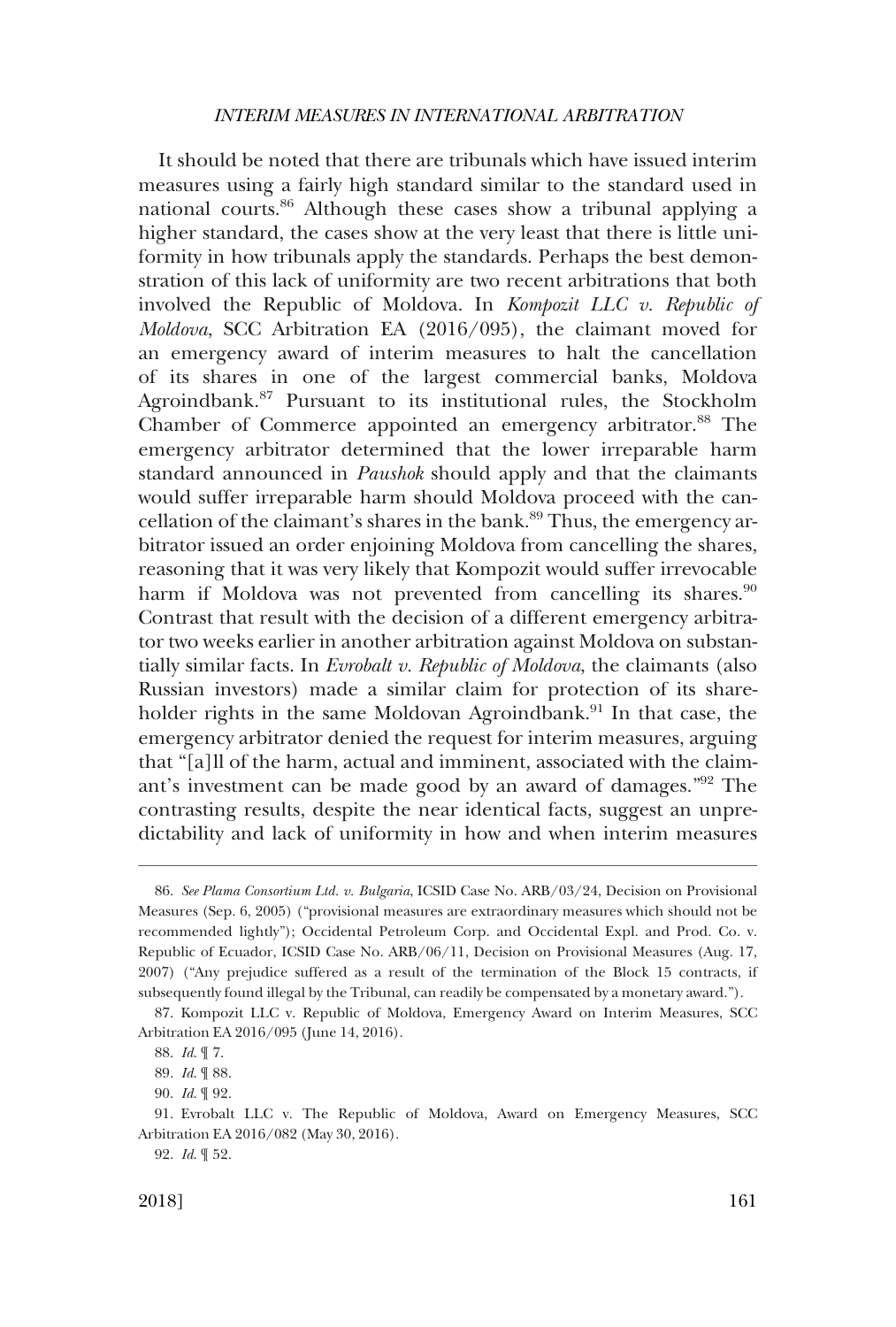It should be noted that there are tribunals which have issued interim measures using a fairly high standard similar to the standard used in national courts.[86] Although these cases show a tribunal applying a higher standard, the cases show at the very least that there is little uniformity in how tribunals apply the standards. Perhaps the best demonstration of this lack of uniformity are two recent arbitrations that both involved the Republic of Moldova. In *Kompozit LLC v. Republic of Moldova*, SCC Arbitration EA (2016/095), the claimant moved for an emergency award of interim measures to halt the cancellation of its shares in one of the largest commercial banks, Moldova Agroindbank.[87] Pursuant to its institutional rules, the Stockholm Chamber of Commerce appointed an emergency arbitrator.[88] The emergency arbitrator determined that the lower irreparable harm standard announced in *Paushok* should apply and that the claimants would suffer irreparable harm should Moldova proceed with the cancellation of the claimant's shares in the bank.[89] Thus, the emergency arbitrator issued an order enjoining Moldova from cancelling the shares, reasoning that it was very likely that Kompozit would suffer irrevocable harm if Moldova was not prevented from cancelling its shares.[90] Contrast that result with the decision of a different emergency arbitrator two weeks earlier in another arbitration against Moldova on substantially similar facts. In *Evrobalt v. Republic of Moldova*, the claimants (also Russian investors) made a similar claim for protection of its shareholder rights in the same Moldovan Agroindbank.[91] In that case, the emergency arbitrator denied the request for interim measures, arguing that "[a]ll of the harm, actual and imminent, associated with the claimant's investment can be made good by an award of damages."[92] The contrasting results, despite the near identical facts, suggest an unpredictability and lack of uniformity in how and when interim measures

---

86. *See Plama Consortium Ltd. v. Bulgaria*, ICSID Case No. ARB/03/24, Decision on Provisional Measures (Sep. 6, 2005) ("provisional measures are extraordinary measures which should not be recommended lightly"); Occidental Petroleum Corp. and Occidental Expl. and Prod. Co. v. Republic of Ecuador, ICSID Case No. ARB/06/11, Decision on Provisional Measures (Aug. 17, 2007) ("Any prejudice suffered as a result of the termination of the Block 15 contracts, if subsequently found illegal by the Tribunal, can readily be compensated by a monetary award.").

87. Kompozit LLC v. Republic of Moldova, Emergency Award on Interim Measures, SCC Arbitration EA 2016/095 (June 14, 2016).

88. *Id.* ¶ 7.

89. *Id.* ¶ 88.

90. *Id.* ¶ 92.

91. Evrobalt LLC v. The Republic of Moldova, Award on Emergency Measures, SCC Arbitration EA 2016/082 (May 30, 2016).

92. *Id.* ¶ 52.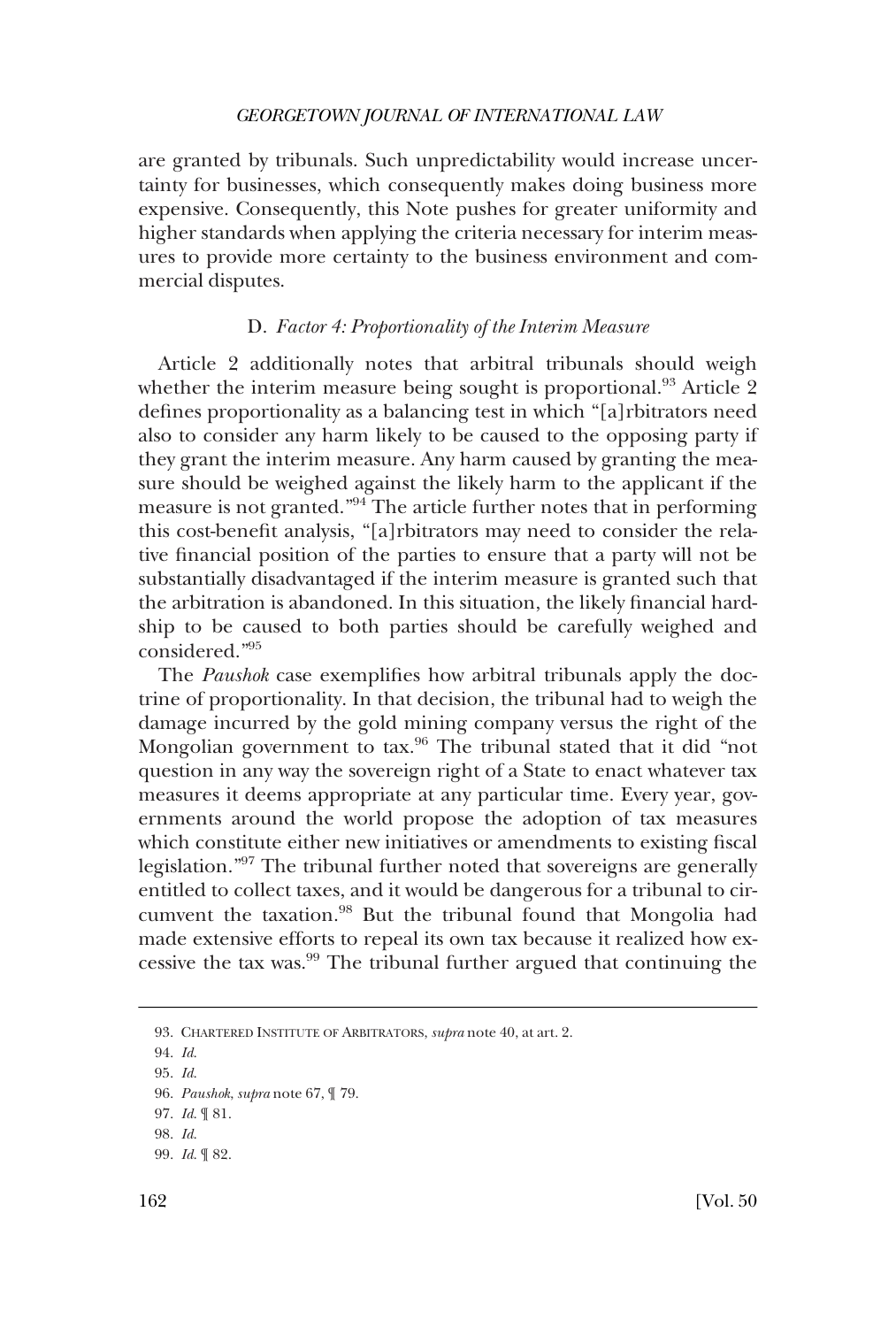are granted by tribunals. Such unpredictability would increase uncertainty for businesses, which consequently makes doing business more expensive. Consequently, this Note pushes for greater uniformity and higher standards when applying the criteria necessary for interim measures to provide more certainty to the business environment and commercial disputes.

### D. *Factor 4: Proportionality of the Interim Measure*

Article 2 additionally notes that arbitral tribunals should weigh whether the interim measure being sought is proportional.[93] Article 2 defines proportionality as a balancing test in which "[a]rbitrators need also to consider any harm likely to be caused to the opposing party if they grant the interim measure. Any harm caused by granting the measure should be weighed against the likely harm to the applicant if the measure is not granted."[94] The article further notes that in performing this cost-benefit analysis, "[a]rbitrators may need to consider the relative financial position of the parties to ensure that a party will not be substantially disadvantaged if the interim measure is granted such that the arbitration is abandoned. In this situation, the likely financial hardship to be caused to both parties should be carefully weighed and considered."[95]

The *Paushok* case exemplifies how arbitral tribunals apply the doctrine of proportionality. In that decision, the tribunal had to weigh the damage incurred by the gold mining company versus the right of the Mongolian government to tax.[96] The tribunal stated that it did "not question in any way the sovereign right of a State to enact whatever tax measures it deems appropriate at any particular time. Every year, governments around the world propose the adoption of tax measures which constitute either new initiatives or amendments to existing fiscal legislation."[97] The tribunal further noted that sovereigns are generally entitled to collect taxes, and it would be dangerous for a tribunal to circumvent the taxation.[98] But the tribunal found that Mongolia had made extensive efforts to repeal its own tax because it realized how excessive the tax was.[99] The tribunal further argued that continuing the

93. CHARTERED INSTITUTE OF ARBITRATORS, *supra* note 40, at art. 2.

94. *Id.*

95. *Id.*

96. *Paushok*, *supra* note 67, ¶ 79.

97. *Id.* ¶ 81.

98. *Id.*

99. *Id.* ¶ 82.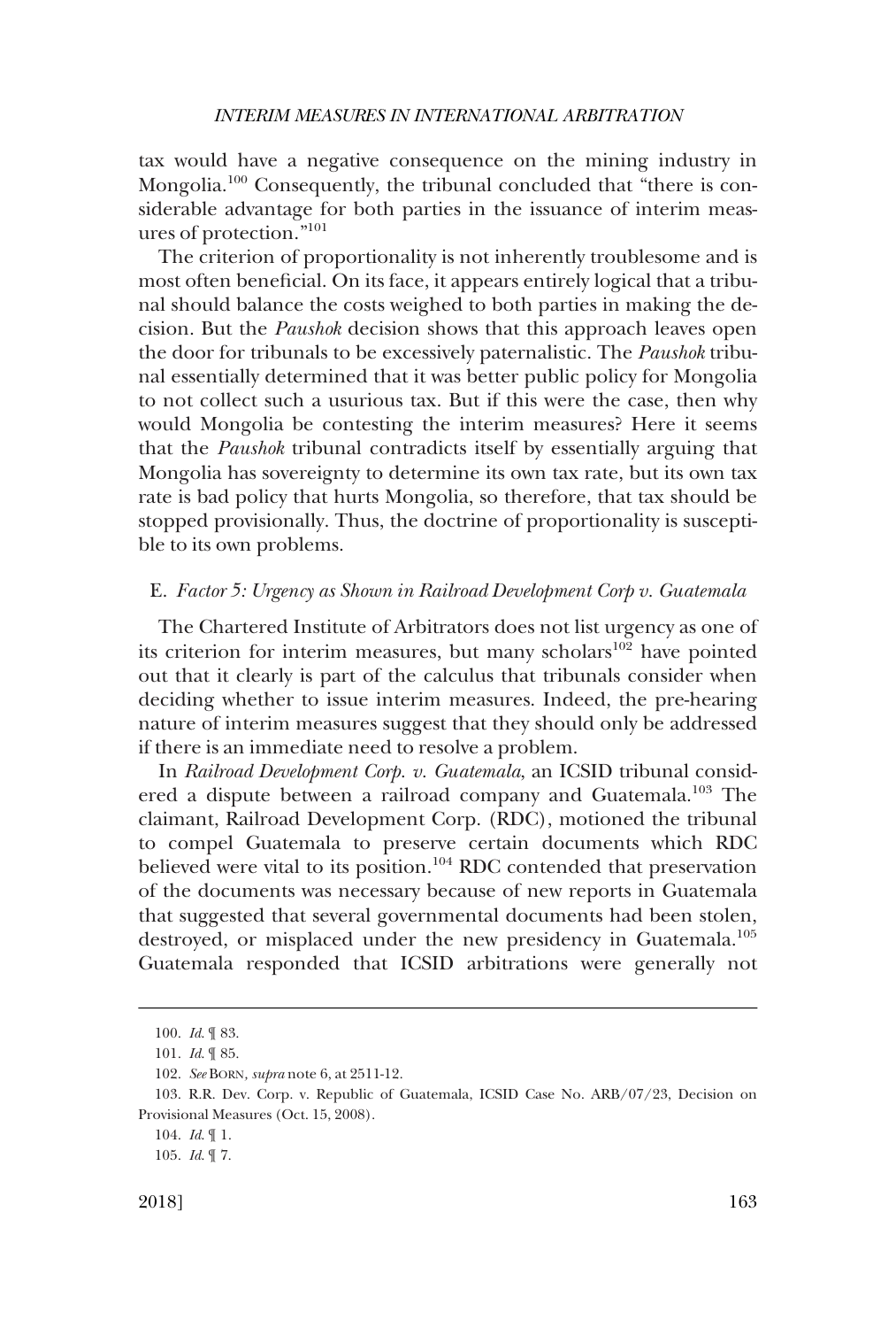tax would have a negative consequence on the mining industry in Mongolia.[100] Consequently, the tribunal concluded that "there is considerable advantage for both parties in the issuance of interim measures of protection."[101]

The criterion of proportionality is not inherently troublesome and is most often beneficial. On its face, it appears entirely logical that a tribunal should balance the costs weighed to both parties in making the decision. But the *Paushok* decision shows that this approach leaves open the door for tribunals to be excessively paternalistic. The *Paushok* tribunal essentially determined that it was better public policy for Mongolia to not collect such a usurious tax. But if this were the case, then why would Mongolia be contesting the interim measures? Here it seems that the *Paushok* tribunal contradicts itself by essentially arguing that Mongolia has sovereignty to determine its own tax rate, but its own tax rate is bad policy that hurts Mongolia, so therefore, that tax should be stopped provisionally. Thus, the doctrine of proportionality is susceptible to its own problems.

### E. *Factor 5: Urgency as Shown in Railroad Development Corp v. Guatemala*

The Chartered Institute of Arbitrators does not list urgency as one of its criterion for interim measures, but many scholars[102] have pointed out that it clearly is part of the calculus that tribunals consider when deciding whether to issue interim measures. Indeed, the pre-hearing nature of interim measures suggest that they should only be addressed if there is an immediate need to resolve a problem.

In *Railroad Development Corp. v. Guatemala*, an ICSID tribunal considered a dispute between a railroad company and Guatemala.[103] The claimant, Railroad Development Corp. (RDC), motioned the tribunal to compel Guatemala to preserve certain documents which RDC believed were vital to its position.[104] RDC contended that preservation of the documents was necessary because of new reports in Guatemala that suggested that several governmental documents had been stolen, destroyed, or misplaced under the new presidency in Guatemala.[105] Guatemala responded that ICSID arbitrations were generally not

---

100. *Id.* ¶ 83.

101. *Id.* ¶ 85.

102. *See* BORN, *supra* note 6, at 2511-12.

103. R.R. Dev. Corp. v. Republic of Guatemala, ICSID Case No. ARB/07/23, Decision on Provisional Measures (Oct. 15, 2008).

104. *Id.* ¶ 1.

105. *Id.* ¶ 7.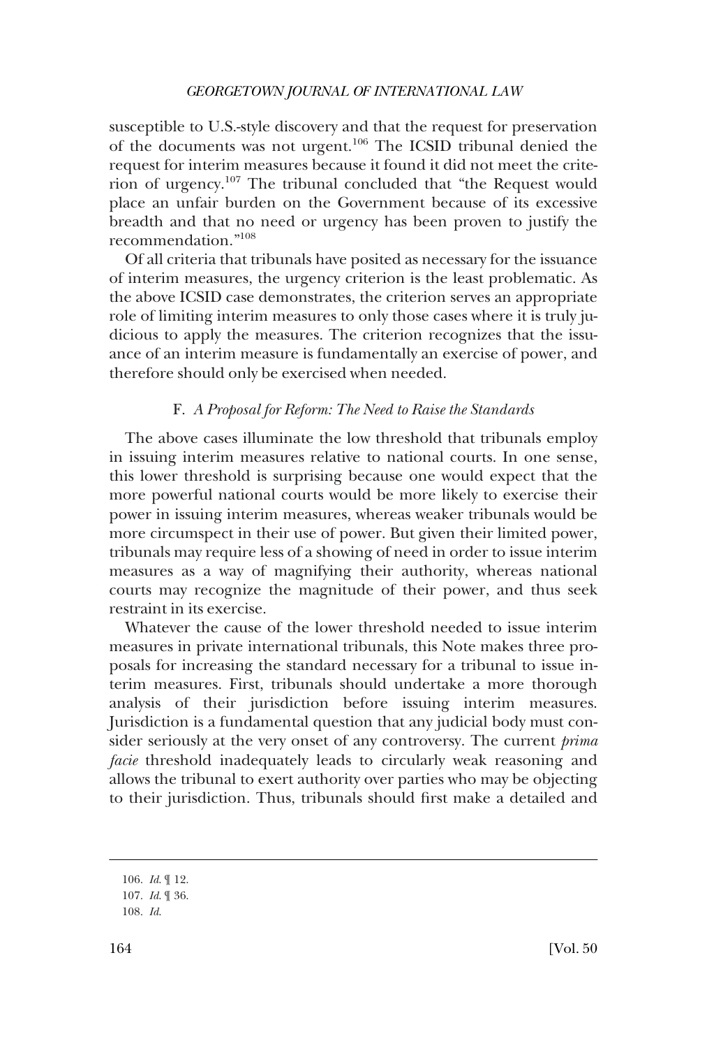susceptible to U.S.-style discovery and that the request for preservation of the documents was not urgent.[106] The ICSID tribunal denied the request for interim measures because it found it did not meet the criterion of urgency.[107] The tribunal concluded that "the Request would place an unfair burden on the Government because of its excessive breadth and that no need or urgency has been proven to justify the recommendation."[108]

Of all criteria that tribunals have posited as necessary for the issuance of interim measures, the urgency criterion is the least problematic. As the above ICSID case demonstrates, the criterion serves an appropriate role of limiting interim measures to only those cases where it is truly judicious to apply the measures. The criterion recognizes that the issuance of an interim measure is fundamentally an exercise of power, and therefore should only be exercised when needed.

### F. *A Proposal for Reform: The Need to Raise the Standards*

The above cases illuminate the low threshold that tribunals employ in issuing interim measures relative to national courts. In one sense, this lower threshold is surprising because one would expect that the more powerful national courts would be more likely to exercise their power in issuing interim measures, whereas weaker tribunals would be more circumspect in their use of power. But given their limited power, tribunals may require less of a showing of need in order to issue interim measures as a way of magnifying their authority, whereas national courts may recognize the magnitude of their power, and thus seek restraint in its exercise.

Whatever the cause of the lower threshold needed to issue interim measures in private international tribunals, this Note makes three proposals for increasing the standard necessary for a tribunal to issue interim measures. First, tribunals should undertake a more thorough analysis of their jurisdiction before issuing interim measures. Jurisdiction is a fundamental question that any judicial body must consider seriously at the very onset of any controversy. The current *prima facie* threshold inadequately leads to circularly weak reasoning and allows the tribunal to exert authority over parties who may be objecting to their jurisdiction. Thus, tribunals should first make a detailed and

---

106. *Id.* ¶ 12.

107. *Id.* ¶ 36.

108. *Id.*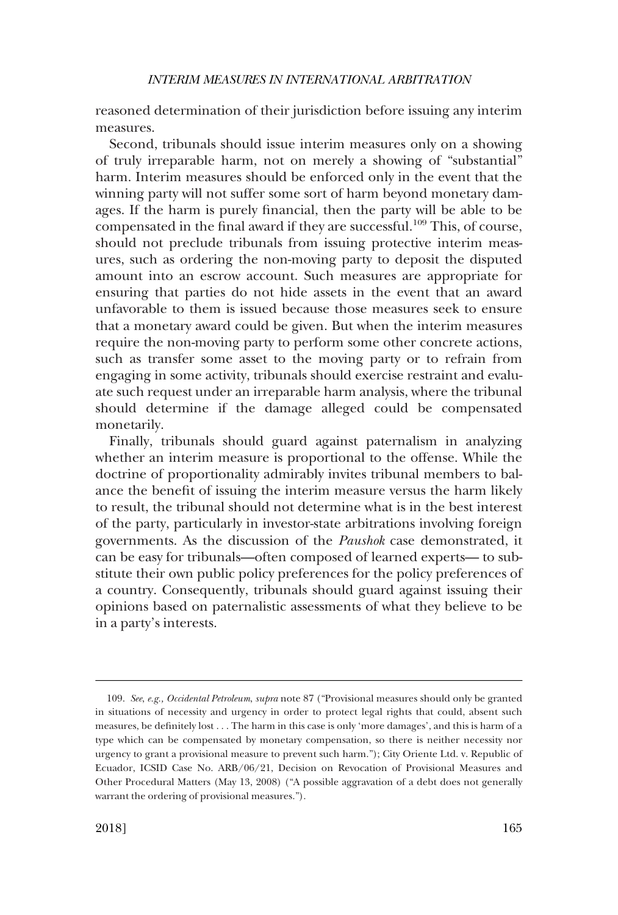reasoned determination of their jurisdiction before issuing any interim measures.

Second, tribunals should issue interim measures only on a showing of truly irreparable harm, not on merely a showing of "substantial" harm. Interim measures should be enforced only in the event that the winning party will not suffer some sort of harm beyond monetary damages. If the harm is purely financial, then the party will be able to be compensated in the final award if they are successful.[109] This, of course, should not preclude tribunals from issuing protective interim measures, such as ordering the non-moving party to deposit the disputed amount into an escrow account. Such measures are appropriate for ensuring that parties do not hide assets in the event that an award unfavorable to them is issued because those measures seek to ensure that a monetary award could be given. But when the interim measures require the non-moving party to perform some other concrete actions, such as transfer some asset to the moving party or to refrain from engaging in some activity, tribunals should exercise restraint and evaluate such request under an irreparable harm analysis, where the tribunal should determine if the damage alleged could be compensated monetarily.

Finally, tribunals should guard against paternalism in analyzing whether an interim measure is proportional to the offense. While the doctrine of proportionality admirably invites tribunal members to balance the benefit of issuing the interim measure versus the harm likely to result, the tribunal should not determine what is in the best interest of the party, particularly in investor-state arbitrations involving foreign governments. As the discussion of the *Paushok* case demonstrated, it can be easy for tribunals—often composed of learned experts— to substitute their own public policy preferences for the policy preferences of a country. Consequently, tribunals should guard against issuing their opinions based on paternalistic assessments of what they believe to be in a party's interests.

---

109. *See, e.g., Occidental Petroleum, supra* note 87 ("Provisional measures should only be granted in situations of necessity and urgency in order to protect legal rights that could, absent such measures, be definitely lost . . . The harm in this case is only 'more damages', and this is harm of a type which can be compensated by monetary compensation, so there is neither necessity nor urgency to grant a provisional measure to prevent such harm."); City Oriente Ltd. v. Republic of Ecuador, ICSID Case No. ARB/06/21, Decision on Revocation of Provisional Measures and Other Procedural Matters (May 13, 2008) ("A possible aggravation of a debt does not generally warrant the ordering of provisional measures.").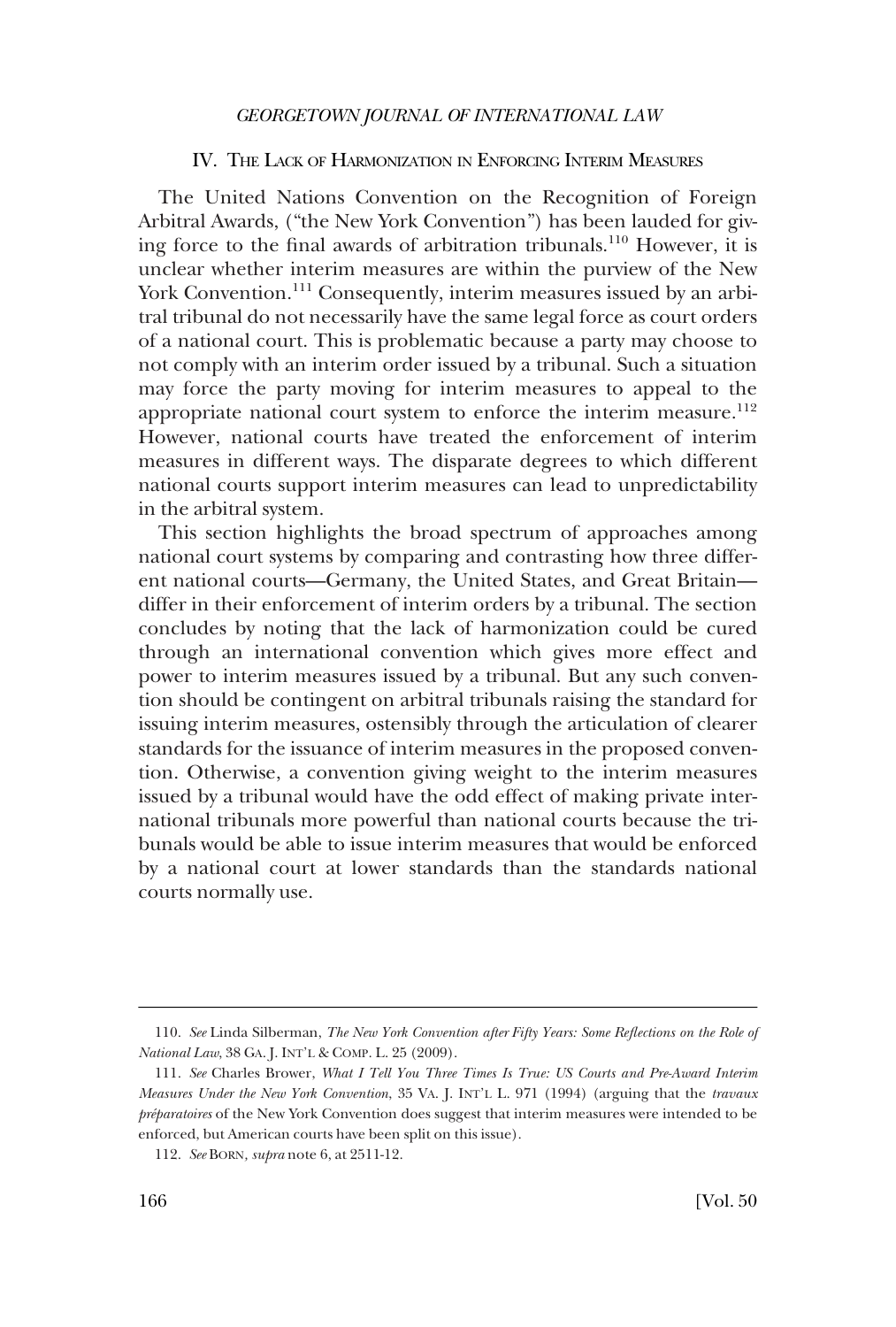## IV. The Lack of Harmonization in Enforcing Interim Measures

The United Nations Convention on the Recognition of Foreign Arbitral Awards, ("the New York Convention") has been lauded for giving force to the final awards of arbitration tribunals.[110] However, it is unclear whether interim measures are within the purview of the New York Convention.[111] Consequently, interim measures issued by an arbitral tribunal do not necessarily have the same legal force as court orders of a national court. This is problematic because a party may choose to not comply with an interim order issued by a tribunal. Such a situation may force the party moving for interim measures to appeal to the appropriate national court system to enforce the interim measure.[112] However, national courts have treated the enforcement of interim measures in different ways. The disparate degrees to which different national courts support interim measures can lead to unpredictability in the arbitral system.

This section highlights the broad spectrum of approaches among national court systems by comparing and contrasting how three different national courts—Germany, the United States, and Great Britain—differ in their enforcement of interim orders by a tribunal. The section concludes by noting that the lack of harmonization could be cured through an international convention which gives more effect and power to interim measures issued by a tribunal. But any such convention should be contingent on arbitral tribunals raising the standard for issuing interim measures, ostensibly through the articulation of clearer standards for the issuance of interim measures in the proposed convention. Otherwise, a convention giving weight to the interim measures issued by a tribunal would have the odd effect of making private international tribunals more powerful than national courts because the tribunals would be able to issue interim measures that would be enforced by a national court at lower standards than the standards national courts normally use.

---

110. *See* Linda Silberman, *The New York Convention after Fifty Years: Some Reflections on the Role of National Law*, 38 GA. J. INT'L & COMP. L. 25 (2009).

111. *See* Charles Brower, *What I Tell You Three Times Is True: US Courts and Pre-Award Interim Measures Under the New York Convention*, 35 VA. J. INT'L L. 971 (1994) (arguing that the *travaux préparatoires* of the New York Convention does suggest that interim measures were intended to be enforced, but American courts have been split on this issue).

112. *See* BORN, *supra* note 6, at 2511-12.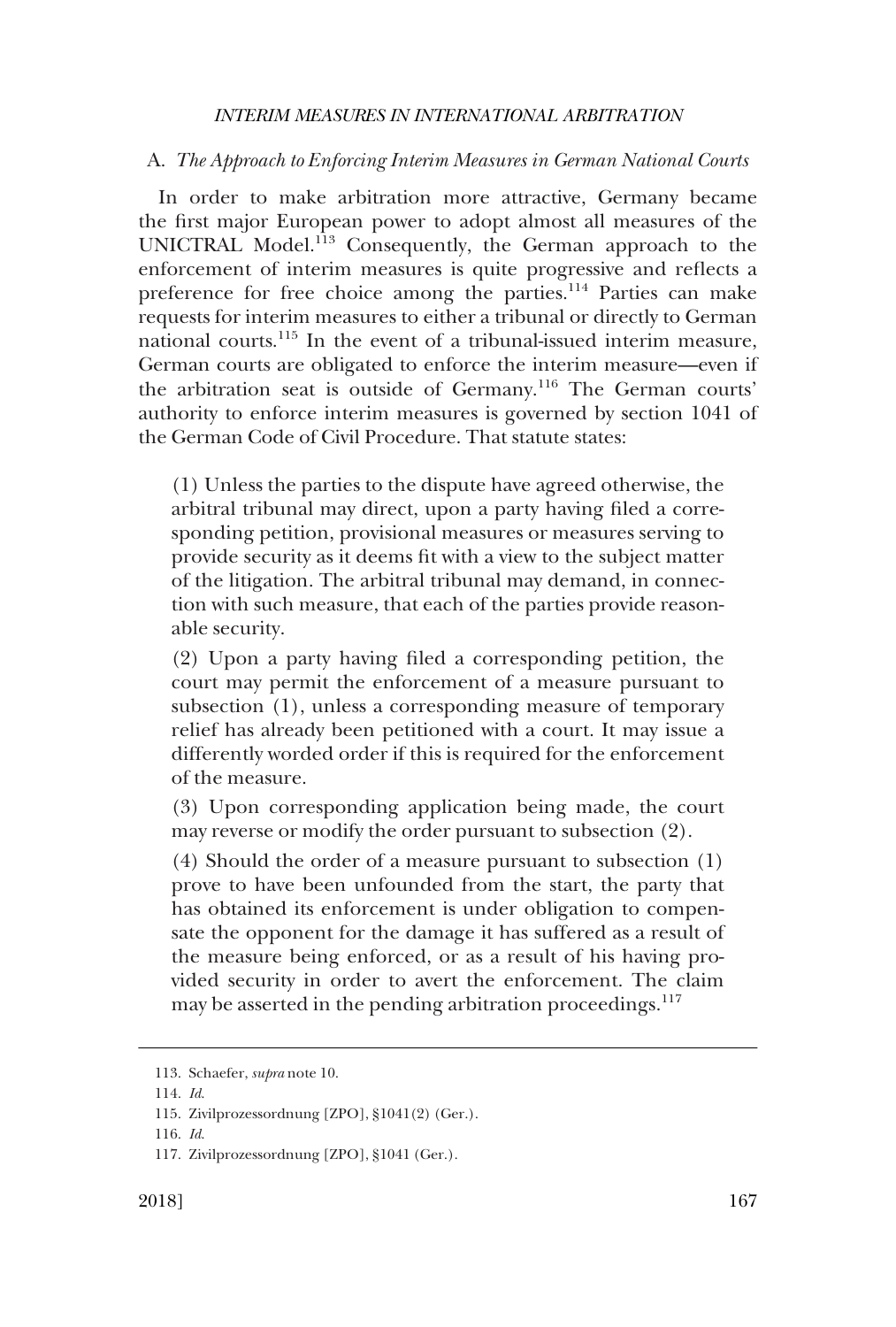### A. *The Approach to Enforcing Interim Measures in German National Courts*

In order to make arbitration more attractive, Germany became the first major European power to adopt almost all measures of the UNICTRAL Model.[113] Consequently, the German approach to the enforcement of interim measures is quite progressive and reflects a preference for free choice among the parties.[114] Parties can make requests for interim measures to either a tribunal or directly to German national courts.[115] In the event of a tribunal-issued interim measure, German courts are obligated to enforce the interim measure—even if the arbitration seat is outside of Germany.[116] The German courts' authority to enforce interim measures is governed by section 1041 of the German Code of Civil Procedure. That statute states:

> (1) Unless the parties to the dispute have agreed otherwise, the arbitral tribunal may direct, upon a party having filed a corresponding petition, provisional measures or measures serving to provide security as it deems fit with a view to the subject matter of the litigation. The arbitral tribunal may demand, in connection with such measure, that each of the parties provide reasonable security.
>
> (2) Upon a party having filed a corresponding petition, the court may permit the enforcement of a measure pursuant to subsection (1), unless a corresponding measure of temporary relief has already been petitioned with a court. It may issue a differently worded order if this is required for the enforcement of the measure.
>
> (3) Upon corresponding application being made, the court may reverse or modify the order pursuant to subsection (2).
>
> (4) Should the order of a measure pursuant to subsection (1) prove to have been unfounded from the start, the party that has obtained its enforcement is under obligation to compensate the opponent for the damage it has suffered as a result of the measure being enforced, or as a result of his having provided security in order to avert the enforcement. The claim may be asserted in the pending arbitration proceedings.[117]

---

113. Schaefer, *supra* note 10.

114. *Id.*

115. Zivilprozessordnung [ZPO], §1041(2) (Ger.).

116. *Id.*

117. Zivilprozessordnung [ZPO], §1041 (Ger.).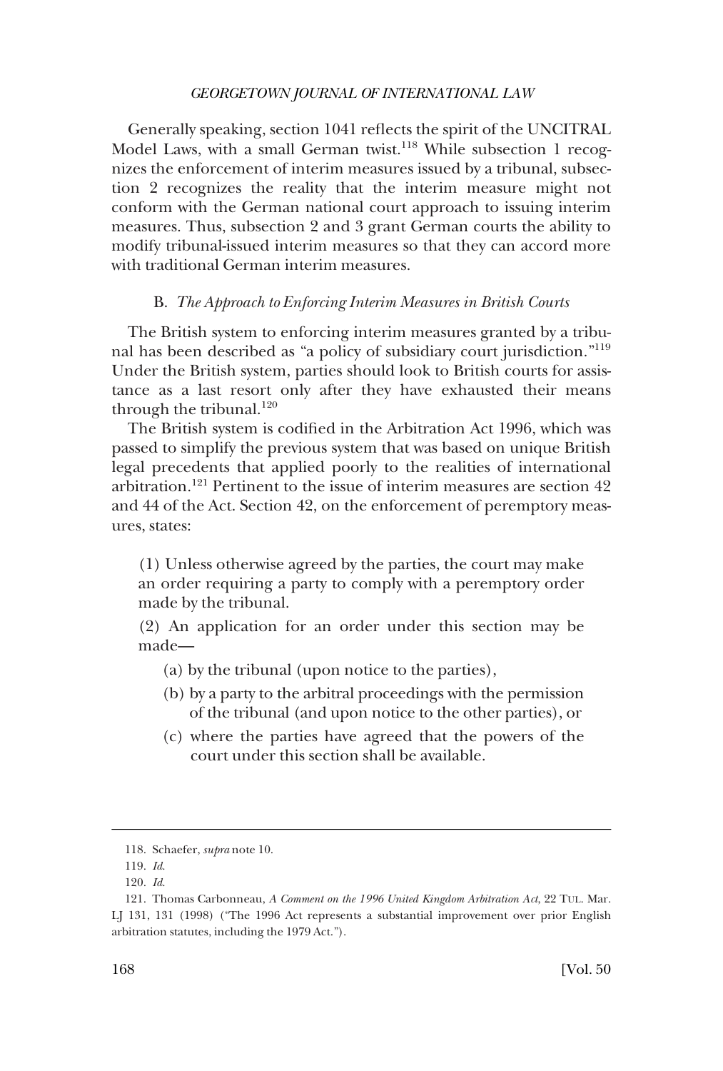Generally speaking, section 1041 reflects the spirit of the UNCITRAL Model Laws, with a small German twist.[118] While subsection 1 recognizes the enforcement of interim measures issued by a tribunal, subsection 2 recognizes the reality that the interim measure might not conform with the German national court approach to issuing interim measures. Thus, subsection 2 and 3 grant German courts the ability to modify tribunal-issued interim measures so that they can accord more with traditional German interim measures.

### B. *The Approach to Enforcing Interim Measures in British Courts*

The British system to enforcing interim measures granted by a tribunal has been described as "a policy of subsidiary court jurisdiction."[119] Under the British system, parties should look to British courts for assistance as a last resort only after they have exhausted their means through the tribunal.[120]

The British system is codified in the Arbitration Act 1996, which was passed to simplify the previous system that was based on unique British legal precedents that applied poorly to the realities of international arbitration.[121] Pertinent to the issue of interim measures are section 42 and 44 of the Act. Section 42, on the enforcement of peremptory measures, states:

> (1) Unless otherwise agreed by the parties, the court may make an order requiring a party to comply with a peremptory order made by the tribunal.
>
> (2) An application for an order under this section may be made—
>
> (a) by the tribunal (upon notice to the parties),
>
> (b) by a party to the arbitral proceedings with the permission of the tribunal (and upon notice to the other parties), or
>
> (c) where the parties have agreed that the powers of the court under this section shall be available.

---

118. Schaefer, *supra* note 10.

119. *Id.*

120. *Id.*

121. Thomas Carbonneau, *A Comment on the 1996 United Kingdom Arbitration Act*, 22 TUL. Mar. LJ 131, 131 (1998) ("The 1996 Act represents a substantial improvement over prior English arbitration statutes, including the 1979 Act.").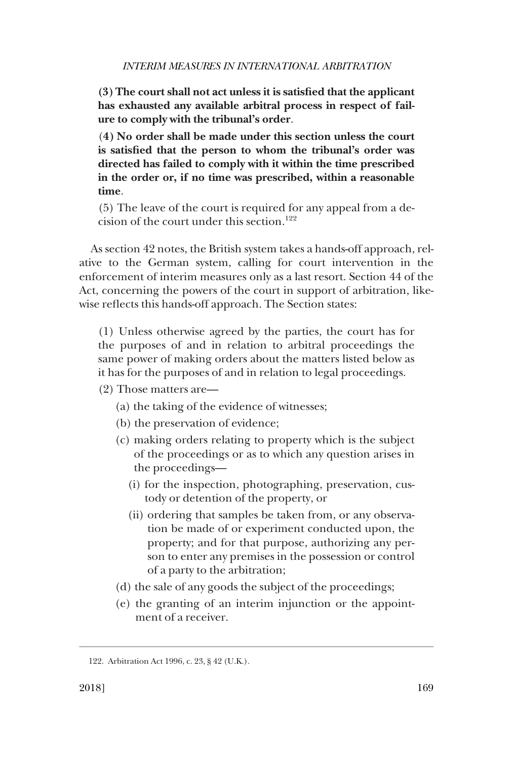**(3) The court shall not act unless it is satisfied that the applicant has exhausted any available arbitral process in respect of failure to comply with the tribunal's order.**

**(4) No order shall be made under this section unless the court is satisfied that the person to whom the tribunal's order was directed has failed to comply with it within the time prescribed in the order or, if no time was prescribed, within a reasonable time.**

(5) The leave of the court is required for any appeal from a decision of the court under this section.[122]

As section 42 notes, the British system takes a hands-off approach, relative to the German system, calling for court intervention in the enforcement of interim measures only as a last resort. Section 44 of the Act, concerning the powers of the court in support of arbitration, likewise reflects this hands-off approach. The Section states:

(1) Unless otherwise agreed by the parties, the court has for the purposes of and in relation to arbitral proceedings the same power of making orders about the matters listed below as it has for the purposes of and in relation to legal proceedings.

(2) Those matters are—

- (a) the taking of the evidence of witnesses;
- (b) the preservation of evidence;
- (c) making orders relating to property which is the subject of the proceedings or as to which any question arises in the proceedings—
  - (i) for the inspection, photographing, preservation, custody or detention of the property, or
  - (ii) ordering that samples be taken from, or any observation be made of or experiment conducted upon, the property; and for that purpose, authorizing any person to enter any premises in the possession or control of a party to the arbitration;
- (d) the sale of any goods the subject of the proceedings;
- (e) the granting of an interim injunction or the appointment of a receiver.

---

122. Arbitration Act 1996, c. 23, § 42 (U.K.).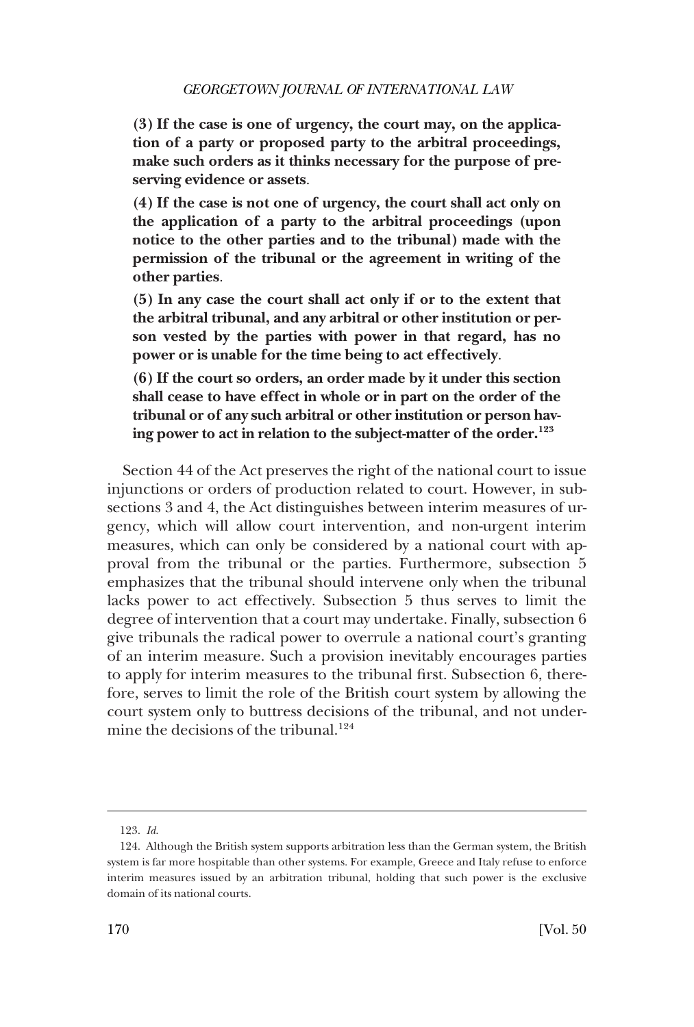**(3) If the case is one of urgency, the court may, on the application of a party or proposed party to the arbitral proceedings, make such orders as it thinks necessary for the purpose of preserving evidence or assets**.

**(4) If the case is not one of urgency, the court shall act only on the application of a party to the arbitral proceedings (upon notice to the other parties and to the tribunal) made with the permission of the tribunal or the agreement in writing of the other parties**.

**(5) In any case the court shall act only if or to the extent that the arbitral tribunal, and any arbitral or other institution or person vested by the parties with power in that regard, has no power or is unable for the time being to act effectively**.

**(6) If the court so orders, an order made by it under this section shall cease to have effect in whole or in part on the order of the tribunal or of any such arbitral or other institution or person having power to act in relation to the subject-matter of the order.**[123]

Section 44 of the Act preserves the right of the national court to issue injunctions or orders of production related to court. However, in subsections 3 and 4, the Act distinguishes between interim measures of urgency, which will allow court intervention, and non-urgent interim measures, which can only be considered by a national court with approval from the tribunal or the parties. Furthermore, subsection 5 emphasizes that the tribunal should intervene only when the tribunal lacks power to act effectively. Subsection 5 thus serves to limit the degree of intervention that a court may undertake. Finally, subsection 6 give tribunals the radical power to overrule a national court's granting of an interim measure. Such a provision inevitably encourages parties to apply for interim measures to the tribunal first. Subsection 6, therefore, serves to limit the role of the British court system by allowing the court system only to buttress decisions of the tribunal, and not undermine the decisions of the tribunal.[124]

---

123. *Id.*

124. Although the British system supports arbitration less than the German system, the British system is far more hospitable than other systems. For example, Greece and Italy refuse to enforce interim measures issued by an arbitration tribunal, holding that such power is the exclusive domain of its national courts.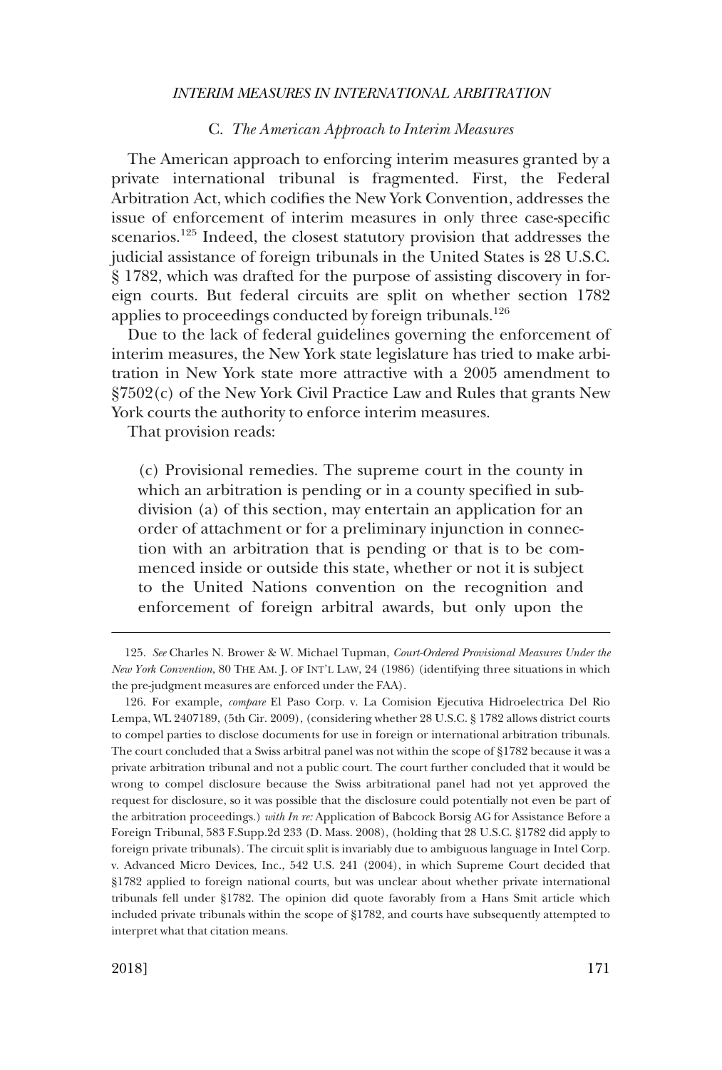### C. *The American Approach to Interim Measures*

The American approach to enforcing interim measures granted by a private international tribunal is fragmented. First, the Federal Arbitration Act, which codifies the New York Convention, addresses the issue of enforcement of interim measures in only three case-specific scenarios.[125] Indeed, the closest statutory provision that addresses the judicial assistance of foreign tribunals in the United States is 28 U.S.C. § 1782, which was drafted for the purpose of assisting discovery in foreign courts. But federal circuits are split on whether section 1782 applies to proceedings conducted by foreign tribunals.[126]

Due to the lack of federal guidelines governing the enforcement of interim measures, the New York state legislature has tried to make arbitration in New York state more attractive with a 2005 amendment to §7502(c) of the New York Civil Practice Law and Rules that grants New York courts the authority to enforce interim measures.

That provision reads:

> (c) Provisional remedies. The supreme court in the county in which an arbitration is pending or in a county specified in subdivision (a) of this section, may entertain an application for an order of attachment or for a preliminary injunction in connection with an arbitration that is pending or that is to be commenced inside or outside this state, whether or not it is subject to the United Nations convention on the recognition and enforcement of foreign arbitral awards, but only upon the

---

125. *See* Charles N. Brower & W. Michael Tupman, *Court-Ordered Provisional Measures Under the New York Convention*, 80 THE AM. J. OF INT'L LAW, 24 (1986) (identifying three situations in which the pre-judgment measures are enforced under the FAA).

126. For example, *compare* El Paso Corp. v. La Comision Ejecutiva Hidroelectrica Del Rio Lempa, WL 2407189, (5th Cir. 2009), (considering whether 28 U.S.C. § 1782 allows district courts to compel parties to disclose documents for use in foreign or international arbitration tribunals. The court concluded that a Swiss arbitral panel was not within the scope of §1782 because it was a private arbitration tribunal and not a public court. The court further concluded that it would be wrong to compel disclosure because the Swiss arbitrational panel had not yet approved the request for disclosure, so it was possible that the disclosure could potentially not even be part of the arbitration proceedings.) *with In re:* Application of Babcock Borsig AG for Assistance Before a Foreign Tribunal, 583 F.Supp.2d 233 (D. Mass. 2008), (holding that 28 U.S.C. §1782 did apply to foreign private tribunals). The circuit split is invariably due to ambiguous language in Intel Corp. v. Advanced Micro Devices, Inc., 542 U.S. 241 (2004), in which Supreme Court decided that §1782 applied to foreign national courts, but was unclear about whether private international tribunals fell under §1782. The opinion did quote favorably from a Hans Smit article which included private tribunals within the scope of §1782, and courts have subsequently attempted to interpret what that citation means.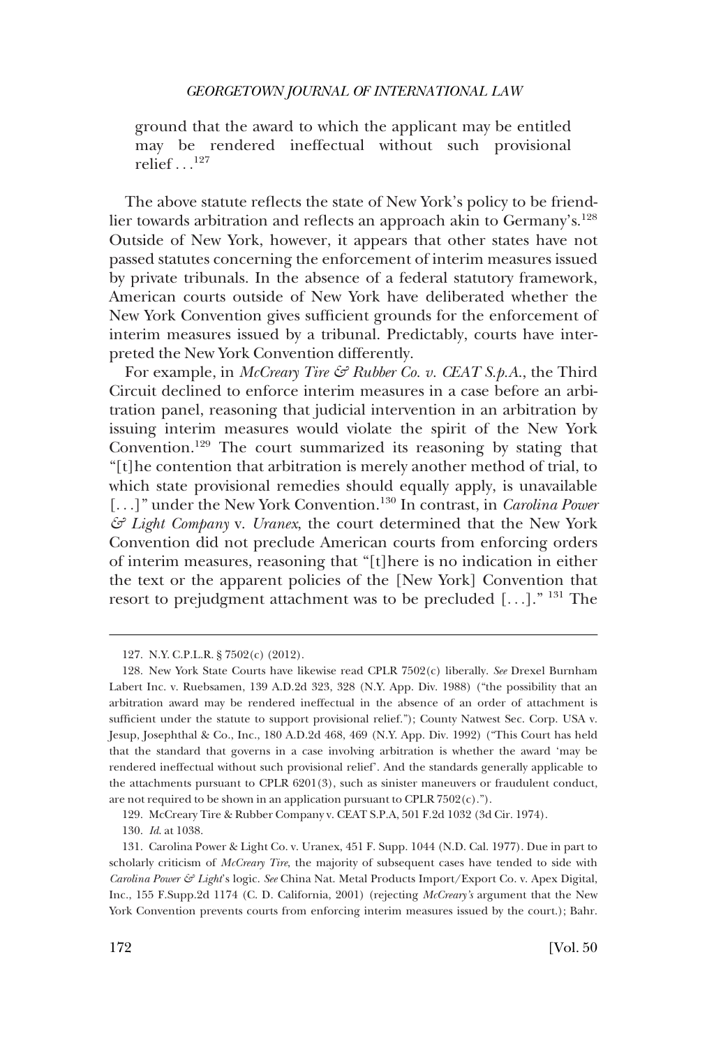ground that the award to which the applicant may be entitled may be rendered ineffectual without such provisional relief . . .[127]

The above statute reflects the state of New York's policy to be friendlier towards arbitration and reflects an approach akin to Germany's.[128] Outside of New York, however, it appears that other states have not passed statutes concerning the enforcement of interim measures issued by private tribunals. In the absence of a federal statutory framework, American courts outside of New York have deliberated whether the New York Convention gives sufficient grounds for the enforcement of interim measures issued by a tribunal. Predictably, courts have interpreted the New York Convention differently.

For example, in *McCreary Tire & Rubber Co. v. CEAT S.p.A.*, the Third Circuit declined to enforce interim measures in a case before an arbitration panel, reasoning that judicial intervention in an arbitration by issuing interim measures would violate the spirit of the New York Convention.[129] The court summarized its reasoning by stating that "[t]he contention that arbitration is merely another method of trial, to which state provisional remedies should equally apply, is unavailable [. . .]" under the New York Convention.[130] In contrast, in *Carolina Power & Light Company* v. *Uranex*, the court determined that the New York Convention did not preclude American courts from enforcing orders of interim measures, reasoning that "[t]here is no indication in either the text or the apparent policies of the [New York] Convention that resort to prejudgment attachment was to be precluded [. . .]." [131] The

---

127. N.Y. C.P.L.R. § 7502(c) (2012).

128. New York State Courts have likewise read CPLR 7502(c) liberally. *See* Drexel Burnham Labert Inc. v. Ruebsamen, 139 A.D.2d 323, 328 (N.Y. App. Div. 1988) ("the possibility that an arbitration award may be rendered ineffectual in the absence of an order of attachment is sufficient under the statute to support provisional relief."); County Natwest Sec. Corp. USA v. Jesup, Josephthal & Co., Inc., 180 A.D.2d 468, 469 (N.Y. App. Div. 1992) ("This Court has held that the standard that governs in a case involving arbitration is whether the award 'may be rendered ineffectual without such provisional relief'. And the standards generally applicable to the attachments pursuant to CPLR 6201(3), such as sinister maneuvers or fraudulent conduct, are not required to be shown in an application pursuant to CPLR 7502(c).").

129. McCreary Tire & Rubber Company v. CEAT S.P.A, 501 F.2d 1032 (3d Cir. 1974).

130. *Id.* at 1038.

131. Carolina Power & Light Co. v. Uranex, 451 F. Supp. 1044 (N.D. Cal. 1977). Due in part to scholarly criticism of *McCreary Tire*, the majority of subsequent cases have tended to side with *Carolina Power & Light*'s logic. *See* China Nat. Metal Products Import/Export Co. v. Apex Digital, Inc., 155 F.Supp.2d 1174 (C. D. California, 2001) (rejecting *McCreary's* argument that the New York Convention prevents courts from enforcing interim measures issued by the court.); Bahr.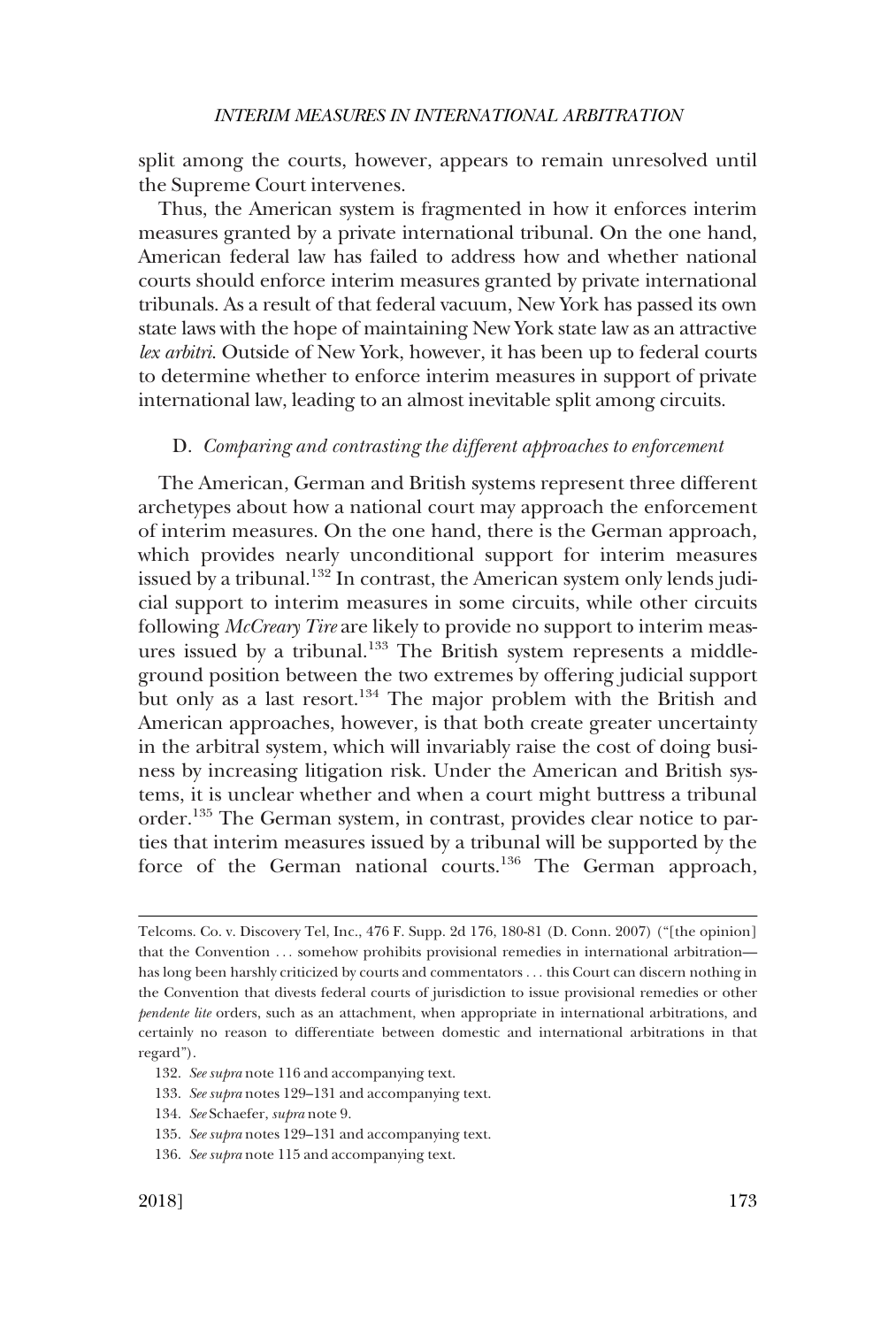split among the courts, however, appears to remain unresolved until the Supreme Court intervenes.

Thus, the American system is fragmented in how it enforces interim measures granted by a private international tribunal. On the one hand, American federal law has failed to address how and whether national courts should enforce interim measures granted by private international tribunals. As a result of that federal vacuum, New York has passed its own state laws with the hope of maintaining New York state law as an attractive *lex arbitri*. Outside of New York, however, it has been up to federal courts to determine whether to enforce interim measures in support of private international law, leading to an almost inevitable split among circuits.

### D. *Comparing and contrasting the different approaches to enforcement*

The American, German and British systems represent three different archetypes about how a national court may approach the enforcement of interim measures. On the one hand, there is the German approach, which provides nearly unconditional support for interim measures issued by a tribunal.[132] In contrast, the American system only lends judicial support to interim measures in some circuits, while other circuits following *McCreary Tire* are likely to provide no support to interim measures issued by a tribunal.[133] The British system represents a middle-ground position between the two extremes by offering judicial support but only as a last resort.[134] The major problem with the British and American approaches, however, is that both create greater uncertainty in the arbitral system, which will invariably raise the cost of doing business by increasing litigation risk. Under the American and British systems, it is unclear whether and when a court might buttress a tribunal order.[135] The German system, in contrast, provides clear notice to parties that interim measures issued by a tribunal will be supported by the force of the German national courts.[136] The German approach,

---

Telcoms. Co. v. Discovery Tel, Inc., 476 F. Supp. 2d 176, 180-81 (D. Conn. 2007) ("[the opinion] that the Convention . . . somehow prohibits provisional remedies in international arbitration—has long been harshly criticized by courts and commentators . . . this Court can discern nothing in the Convention that divests federal courts of jurisdiction to issue provisional remedies or other *pendente lite* orders, such as an attachment, when appropriate in international arbitrations, and certainly no reason to differentiate between domestic and international arbitrations in that regard").

132. *See supra* note 116 and accompanying text.

133. *See supra* notes 129–131 and accompanying text.

134. *See* Schaefer, *supra* note 9.

135. *See supra* notes 129–131 and accompanying text.

136. *See supra* note 115 and accompanying text.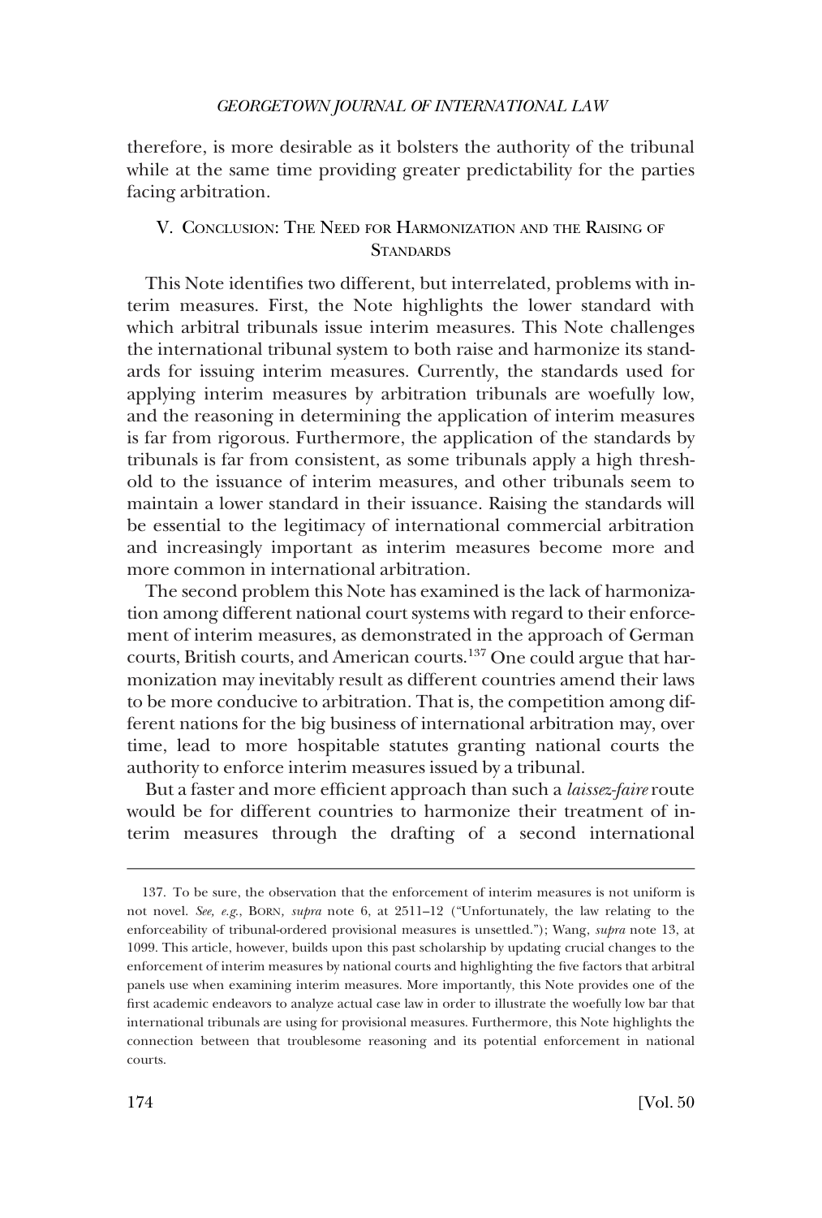therefore, is more desirable as it bolsters the authority of the tribunal while at the same time providing greater predictability for the parties facing arbitration.

## V. Conclusion: The Need for Harmonization and the Raising of Standards

This Note identifies two different, but interrelated, problems with interim measures. First, the Note highlights the lower standard with which arbitral tribunals issue interim measures. This Note challenges the international tribunal system to both raise and harmonize its standards for issuing interim measures. Currently, the standards used for applying interim measures by arbitration tribunals are woefully low, and the reasoning in determining the application of interim measures is far from rigorous. Furthermore, the application of the standards by tribunals is far from consistent, as some tribunals apply a high threshold to the issuance of interim measures, and other tribunals seem to maintain a lower standard in their issuance. Raising the standards will be essential to the legitimacy of international commercial arbitration and increasingly important as interim measures become more and more common in international arbitration.

The second problem this Note has examined is the lack of harmonization among different national court systems with regard to their enforcement of interim measures, as demonstrated in the approach of German courts, British courts, and American courts.[137] One could argue that harmonization may inevitably result as different countries amend their laws to be more conducive to arbitration. That is, the competition among different nations for the big business of international arbitration may, over time, lead to more hospitable statutes granting national courts the authority to enforce interim measures issued by a tribunal.

But a faster and more efficient approach than such a *laissez-faire* route would be for different countries to harmonize their treatment of interim measures through the drafting of a second international

---

137. To be sure, the observation that the enforcement of interim measures is not uniform is not novel. *See, e.g.*, Born, *supra* note 6, at 2511–12 ("Unfortunately, the law relating to the enforceability of tribunal-ordered provisional measures is unsettled."); Wang, *supra* note 13, at 1099. This article, however, builds upon this past scholarship by updating crucial changes to the enforcement of interim measures by national courts and highlighting the five factors that arbitral panels use when examining interim measures. More importantly, this Note provides one of the first academic endeavors to analyze actual case law in order to illustrate the woefully low bar that international tribunals are using for provisional measures. Furthermore, this Note highlights the connection between that troublesome reasoning and its potential enforcement in national courts.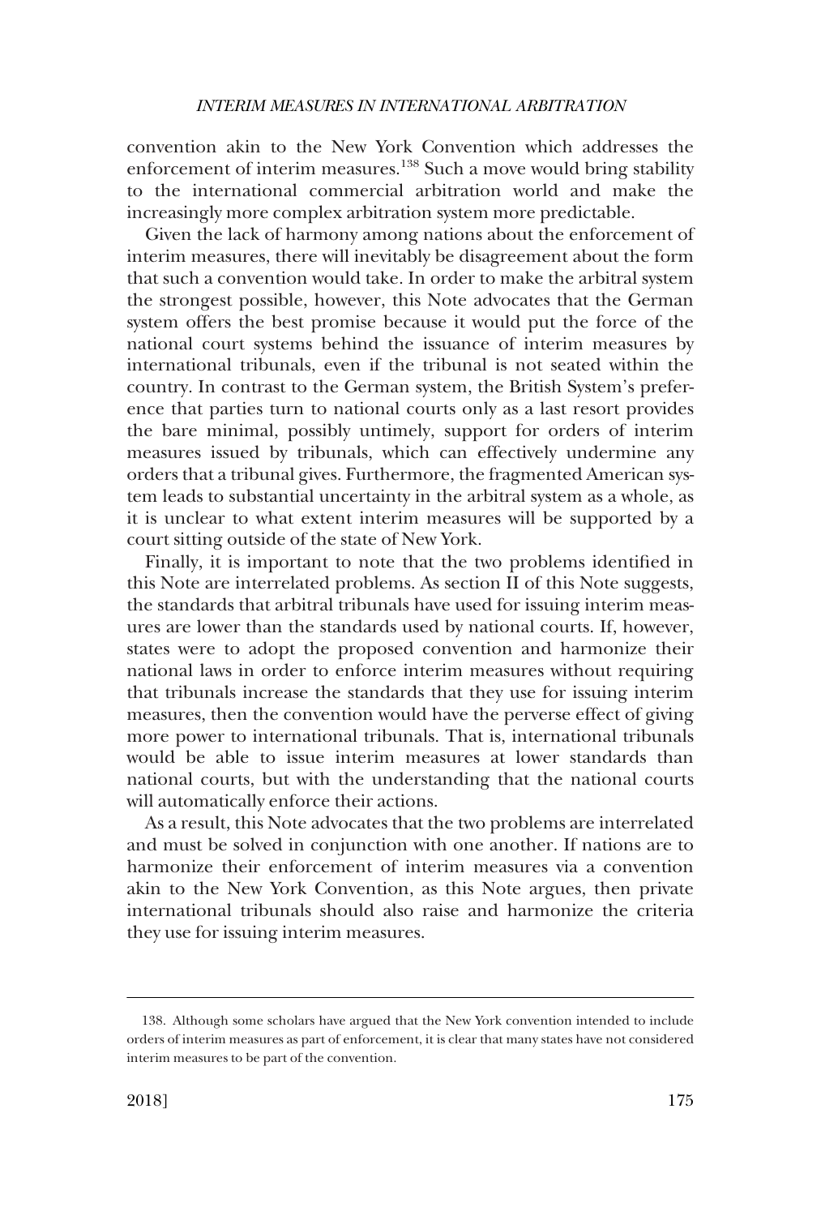convention akin to the New York Convention which addresses the enforcement of interim measures.[138] Such a move would bring stability to the international commercial arbitration world and make the increasingly more complex arbitration system more predictable.

Given the lack of harmony among nations about the enforcement of interim measures, there will inevitably be disagreement about the form that such a convention would take. In order to make the arbitral system the strongest possible, however, this Note advocates that the German system offers the best promise because it would put the force of the national court systems behind the issuance of interim measures by international tribunals, even if the tribunal is not seated within the country. In contrast to the German system, the British System's preference that parties turn to national courts only as a last resort provides the bare minimal, possibly untimely, support for orders of interim measures issued by tribunals, which can effectively undermine any orders that a tribunal gives. Furthermore, the fragmented American system leads to substantial uncertainty in the arbitral system as a whole, as it is unclear to what extent interim measures will be supported by a court sitting outside of the state of New York.

Finally, it is important to note that the two problems identified in this Note are interrelated problems. As section II of this Note suggests, the standards that arbitral tribunals have used for issuing interim measures are lower than the standards used by national courts. If, however, states were to adopt the proposed convention and harmonize their national laws in order to enforce interim measures without requiring that tribunals increase the standards that they use for issuing interim measures, then the convention would have the perverse effect of giving more power to international tribunals. That is, international tribunals would be able to issue interim measures at lower standards than national courts, but with the understanding that the national courts will automatically enforce their actions.

As a result, this Note advocates that the two problems are interrelated and must be solved in conjunction with one another. If nations are to harmonize their enforcement of interim measures via a convention akin to the New York Convention, as this Note argues, then private international tribunals should also raise and harmonize the criteria they use for issuing interim measures.

---

138. Although some scholars have argued that the New York convention intended to include orders of interim measures as part of enforcement, it is clear that many states have not considered interim measures to be part of the convention.